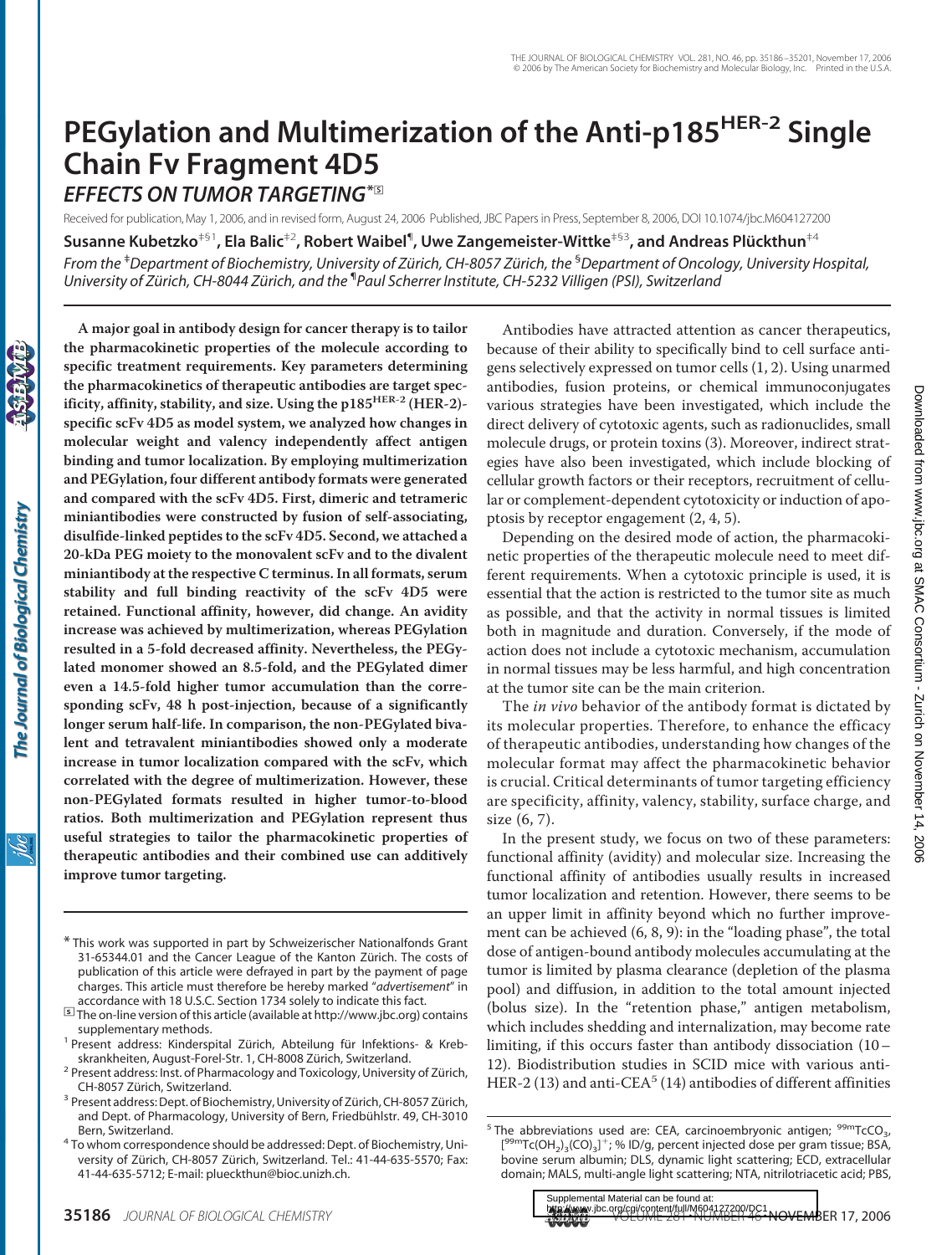# PEGylation and Multimerization of the Anti-p185[HER-2] Single Chain Fv Fragment 4D5

## EFFECTS ON TUMOR TARGETING*

Received for publication, May 1, 2006, and in revised form, August 24, 2006 Published, JBC Papers in Press, September 8, 2006, DOI 10.1074/jbc.M604127200

**Susanne Kubetzko[‡§1], Ela Balic[‡2], Robert Waibel[¶], Uwe Zangemeister-Wittke[‡§3], and Andreas Plückthun[‡4]**

From the [‡]Department of Biochemistry, University of Zürich, CH-8057 Zürich, the [§]Department of Oncology, University Hospital, University of Zürich, CH-8044 Zürich, and the [¶]Paul Scherrer Institute, CH-5232 Villigen (PSI), Switzerland

**A major goal in antibody design for cancer therapy is to tailor the pharmacokinetic properties of the molecule according to specific treatment requirements. Key parameters determining the pharmacokinetics of therapeutic antibodies are target specificity, affinity, stability, and size. Using the p185[HER-2] (HER-2)-specific scFv 4D5 as model system, we analyzed how changes in molecular weight and valency independently affect antigen binding and tumor localization. By employing multimerization and PEGylation, four different antibody formats were generated and compared with the scFv 4D5. First, dimeric and tetrameric miniantibodies were constructed by fusion of self-associating, disulfide-linked peptides to the scFv 4D5. Second, we attached a 20-kDa PEG moiety to the monovalent scFv and to the divalent miniantibody at the respective C terminus. In all formats, serum stability and full binding reactivity of the scFv 4D5 were retained. Functional affinity, however, did change. An avidity increase was achieved by multimerization, whereas PEGylation resulted in a 5-fold decreased affinity. Nevertheless, the PEGylated monomer showed an 8.5-fold, and the PEGylated dimer even a 14.5-fold higher tumor accumulation than the corresponding scFv, 48 h post-injection, because of a significantly longer serum half-life. In comparison, the non-PEGylated bivalent and tetravalent miniantibodies showed only a moderate increase in tumor localization compared with the scFv, which correlated with the degree of multimerization. However, these non-PEGylated formats resulted in higher tumor-to-blood ratios. Both multimerization and PEGylation represent thus useful strategies to tailor the pharmacokinetic properties of therapeutic antibodies and their combined use can additively improve tumor targeting.**

Antibodies have attracted attention as cancer therapeutics, because of their ability to specifically bind to cell surface antigens selectively expressed on tumor cells (1, 2). Using unarmed antibodies, fusion proteins, or chemical immunoconjugates various strategies have been investigated, which include the direct delivery of cytotoxic agents, such as radionuclides, small molecule drugs, or protein toxins (3). Moreover, indirect strategies have also been investigated, which include blocking of cellular growth factors or their receptors, recruitment of cellular or complement-dependent cytotoxicity or induction of apoptosis by receptor engagement (2, 4, 5).

Depending on the desired mode of action, the pharmacokinetic properties of the therapeutic molecule need to meet different requirements. When a cytotoxic principle is used, it is essential that the action is restricted to the tumor site as much as possible, and that the activity in normal tissues is limited both in magnitude and duration. Conversely, if the mode of action does not include a cytotoxic mechanism, accumulation in normal tissues may be less harmful, and high concentration at the tumor site can be the main criterion.

The *in vivo* behavior of the antibody format is dictated by its molecular properties. Therefore, to enhance the efficacy of therapeutic antibodies, understanding how changes of the molecular format may affect the pharmacokinetic behavior is crucial. Critical determinants of tumor targeting efficiency are specificity, affinity, valency, stability, surface charge, and size (6, 7).

In the present study, we focus on two of these parameters: functional affinity (avidity) and molecular size. Increasing the functional affinity of antibodies usually results in increased tumor localization and retention. However, there seems to be an upper limit in affinity beyond which no further improvement can be achieved (6, 8, 9): in the "loading phase", the total dose of antigen-bound antibody molecules accumulating at the tumor is limited by plasma clearance (depletion of the plasma pool) and diffusion, in addition to the total amount injected (bolus size). In the "retention phase," antigen metabolism, which includes shedding and internalization, may become rate limiting, if this occurs faster than antibody dissociation (10–12). Biodistribution studies in SCID mice with various anti-HER-2 (13) and anti-CEA[5] (14) antibodies of different affinities

---

* This work was supported in part by Schweizerischer Nationalfonds Grant 31-65344.01 and the Cancer League of the Kanton Zürich. The costs of publication of this article were defrayed in part by the payment of page charges. This article must therefore be hereby marked "*advertisement*" in accordance with 18 U.S.C. Section 1734 solely to indicate this fact.

[S] The on-line version of this article (available at http://www.jbc.org) contains supplementary methods.

[1] Present address: Kinderspital Zürich, Abteilung für Infektions- & Krebskrankheiten, August-Forel-Str. 1, CH-8008 Zürich, Switzerland.

[2] Present address: Inst. of Pharmacology and Toxicology, University of Zürich, CH-8057 Zürich, Switzerland.

[3] Present address: Dept. of Biochemistry, University of Zürich, CH-8057 Zürich, and Dept. of Pharmacology, University of Bern, Friedbühlstr. 49, CH-3010 Bern, Switzerland.

[4] To whom correspondence should be addressed: Dept. of Biochemistry, University of Zürich, CH-8057 Zürich, Switzerland. Tel.: 41-44-635-5570; Fax: 41-44-635-5712; E-mail: plueckthun@bioc.unizh.ch.

[5] The abbreviations used are: CEA, carcinoembryonic antigen; $^{99m}TcCO_3$, $[^{99m}Tc(OH_2)_3(CO)_3]^+$; % ID/g, percent injected dose per gram tissue; BSA, bovine serum albumin; DLS, dynamic light scattering; ECD, extracellular domain; MALS, multi-angle light scattering; NTA, nitrilotriacetic acid; PBS,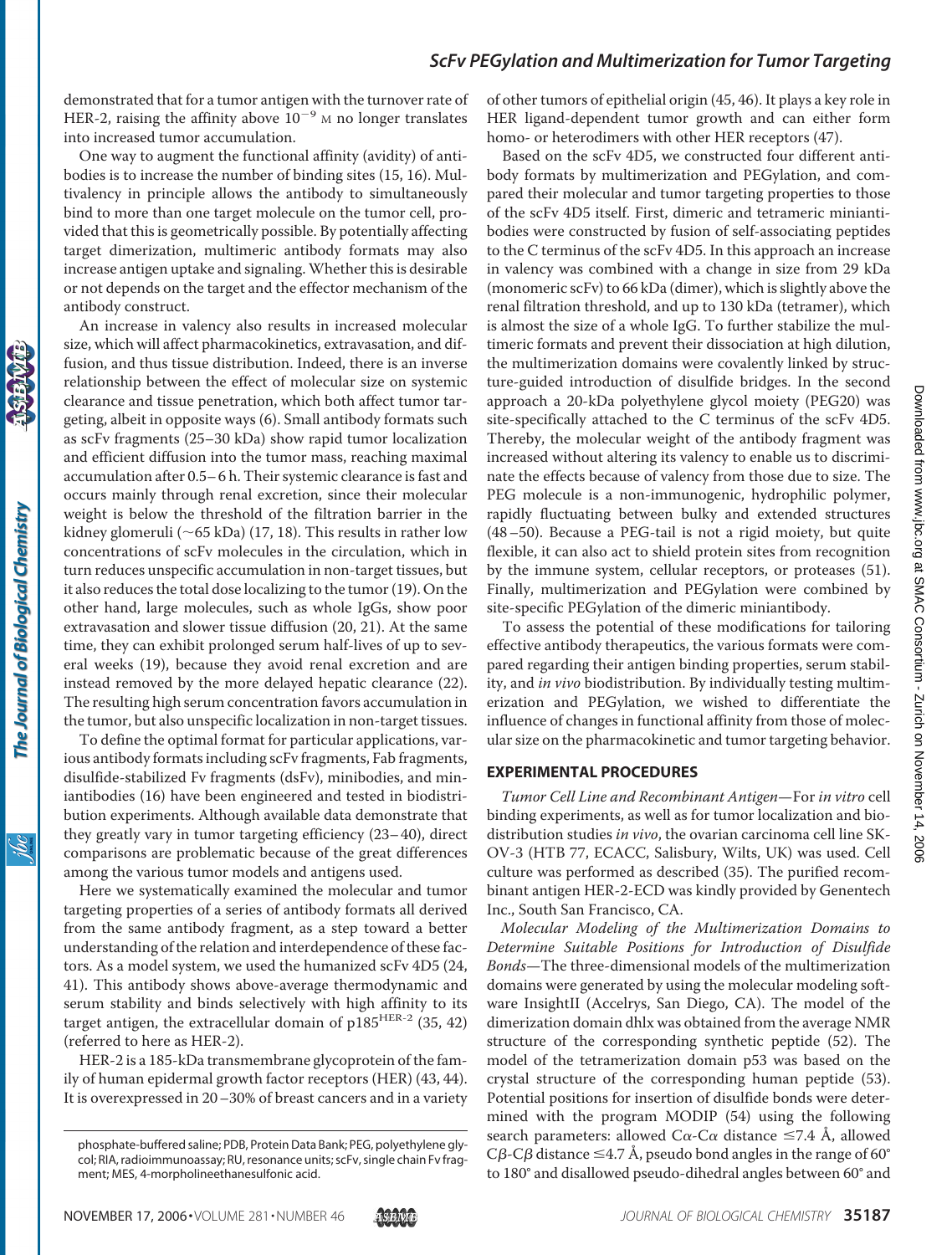demonstrated that for a tumor antigen with the turnover rate of HER-2, raising the affinity above $10^{-9}$ M no longer translates into increased tumor accumulation.

One way to augment the functional affinity (avidity) of antibodies is to increase the number of binding sites (15, 16). Multivalency in principle allows the antibody to simultaneously bind to more than one target molecule on the tumor cell, provided that this is geometrically possible. By potentially affecting target dimerization, multimeric antibody formats may also increase antigen uptake and signaling. Whether this is desirable or not depends on the target and the effector mechanism of the antibody construct.

An increase in valency also results in increased molecular size, which will affect pharmacokinetics, extravasation, and diffusion, and thus tissue distribution. Indeed, there is an inverse relationship between the effect of molecular size on systemic clearance and tissue penetration, which both affect tumor targeting, albeit in opposite ways (6). Small antibody formats such as scFv fragments (25–30 kDa) show rapid tumor localization and efficient diffusion into the tumor mass, reaching maximal accumulation after 0.5–6 h. Their systemic clearance is fast and occurs mainly through renal excretion, since their molecular weight is below the threshold of the filtration barrier in the kidney glomeruli (~65 kDa) (17, 18). This results in rather low concentrations of scFv molecules in the circulation, which in turn reduces unspecific accumulation in non-target tissues, but it also reduces the total dose localizing to the tumor (19). On the other hand, large molecules, such as whole IgGs, show poor extravasation and slower tissue diffusion (20, 21). At the same time, they can exhibit prolonged serum half-lives of up to several weeks (19), because they avoid renal excretion and are instead removed by the more delayed hepatic clearance (22). The resulting high serum concentration favors accumulation in the tumor, but also unspecific localization in non-target tissues.

To define the optimal format for particular applications, various antibody formats including scFv fragments, Fab fragments, disulfide-stabilized Fv fragments (dsFv), minibodies, and miniantibodies (16) have been engineered and tested in biodistribution experiments. Although available data demonstrate that they greatly vary in tumor targeting efficiency (23–40), direct comparisons are problematic because of the great differences among the various tumor models and antigens used.

Here we systematically examined the molecular and tumor targeting properties of a series of antibody formats all derived from the same antibody fragment, as a step toward a better understanding of the relation and interdependence of these factors. As a model system, we used the humanized scFv 4D5 (24, 41). This antibody shows above-average thermodynamic and serum stability and binds selectively with high affinity to its target antigen, the extracellular domain of $p185^{HER-2}$ (35, 42) (referred to here as HER-2).

HER-2 is a 185-kDa transmembrane glycoprotein of the family of human epidermal growth factor receptors (HER) (43, 44). It is overexpressed in 20–30% of breast cancers and in a variety of other tumors of epithelial origin (45, 46). It plays a key role in HER ligand-dependent tumor growth and can either form homo- or heterodimers with other HER receptors (47).

Based on the scFv 4D5, we constructed four different antibody formats by multimerization and PEGylation, and compared their molecular and tumor targeting properties to those of the scFv 4D5 itself. First, dimeric and tetrameric miniantibodies were constructed by fusion of self-associating peptides to the C terminus of the scFv 4D5. In this approach an increase in valency was combined with a change in size from 29 kDa (monomeric scFv) to 66 kDa (dimer), which is slightly above the renal filtration threshold, and up to 130 kDa (tetramer), which is almost the size of a whole IgG. To further stabilize the multimeric formats and prevent their dissociation at high dilution, the multimerization domains were covalently linked by structure-guided introduction of disulfide bridges. In the second approach a 20-kDa polyethylene glycol moiety (PEG20) was site-specifically attached to the C terminus of the scFv 4D5. Thereby, the molecular weight of the antibody fragment was increased without altering its valency to enable us to discriminate the effects because of valency from those due to size. The PEG molecule is a non-immunogenic, hydrophilic polymer, rapidly fluctuating between bulky and extended structures (48–50). Because a PEG-tail is not a rigid moiety, but quite flexible, it can also act to shield protein sites from recognition by the immune system, cellular receptors, or proteases (51). Finally, multimerization and PEGylation were combined by site-specific PEGylation of the dimeric miniantibody.

To assess the potential of these modifications for tailoring effective antibody therapeutics, the various formats were compared regarding their antigen binding properties, serum stability, and *in vivo* biodistribution. By individually testing multimerization and PEGylation, we wished to differentiate the influence of changes in functional affinity from those of molecular size on the pharmacokinetic and tumor targeting behavior.

## EXPERIMENTAL PROCEDURES

*Tumor Cell Line and Recombinant Antigen*—For *in vitro* cell binding experiments, as well as for tumor localization and biodistribution studies *in vivo*, the ovarian carcinoma cell line SK-OV-3 (HTB 77, ECACC, Salisbury, Wilts, UK) was used. Cell culture was performed as described (35). The purified recombinant antigen HER-2-ECD was kindly provided by Genentech Inc., South San Francisco, CA.

*Molecular Modeling of the Multimerization Domains to Determine Suitable Positions for Introduction of Disulfide Bonds*—The three-dimensional models of the multimerization domains were generated by using the molecular modeling software InsightII (Accelrys, San Diego, CA). The model of the dimerization domain dhlx was obtained from the average NMR structure of the corresponding synthetic peptide (52). The model of the tetramerization domain p53 was based on the crystal structure of the corresponding human peptide (53). Potential positions for insertion of disulfide bonds were determined with the program MODIP (54) using the following search parameters: allowed Cα-Cα distance ≤7.4 Å, allowed Cβ-Cβ distance ≤4.7 Å, pseudo bond angles in the range of 60° to 180° and disallowed pseudo-dihedral angles between 60° and

phosphate-buffered saline; PDB, Protein Data Bank; PEG, polyethylene glycol; RIA, radioimmunoassay; RU, resonance units; scFv, single chain Fv fragment; MES, 4-morpholineethanesulfonic acid.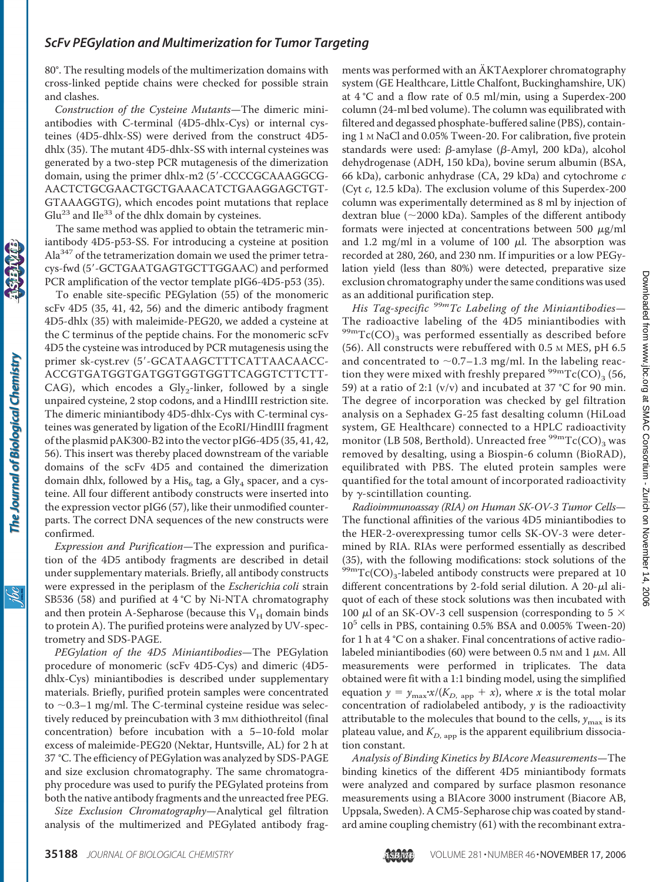80°. The resulting models of the multimerization domains with cross-linked peptide chains were checked for possible strain and clashes.

*Construction of the Cysteine Mutants*—The dimeric miniantibodies with C-terminal (4D5-dhlx-Cys) or internal cysteines (4D5-dhlx-SS) were derived from the construct 4D5-dhlx (35). The mutant 4D5-dhlx-SS with internal cysteines was generated by a two-step PCR mutagenesis of the dimerization domain, using the primer dhlx-m2 (5′-CCCCGCAAAGGCG-AACTCTGCGAACTGCTGAAACATCTGAAGGAGCTGT-GTAAAGGTG), which encodes point mutations that replace $Glu^{23}$ and $Ile^{33}$ of the dhlx domain by cysteines.

The same method was applied to obtain the tetrameric miniantibody 4D5-p53-SS. For introducing a cysteine at position $Ala^{347}$ of the tetramerization domain we used the primer tetra-cys-fwd (5′-GCTGAATGAGTGCTTGGAAC) and performed PCR amplification of the vector template pIG6-4D5-p53 (35).

To enable site-specific PEGylation (55) of the monomeric scFv 4D5 (35, 41, 42, 56) and the dimeric antibody fragment 4D5-dhlx (35) with maleimide-PEG20, we added a cysteine at the C terminus of the peptide chains. For the monomeric scFv 4D5 the cysteine was introduced by PCR mutagenesis using the primer sk-cyst.rev (5′-GCATAAGCTTTCATTAACAACC-ACCGTGATGGTGATGGTGGTGGTTCAGGTCTTCTT-CAG), which encodes a $Gly_2$-linker, followed by a single unpaired cysteine, 2 stop codons, and a HindIII restriction site. The dimeric miniantibody 4D5-dhlx-Cys with C-terminal cysteines was generated by ligation of the EcoRI/HindIII fragment of the plasmid pAK300-B2 into the vector pIG6-4D5 (35, 41, 42, 56). This insert was thereby placed downstream of the variable domains of the scFv 4D5 and contained the dimerization domain dhlx, followed by a $His_6$ tag, a $Gly_4$ spacer, and a cysteine. All four different antibody constructs were inserted into the expression vector pIG6 (57), like their unmodified counterparts. The correct DNA sequences of the new constructs were confirmed.

*Expression and Purification*—The expression and purification of the 4D5 antibody fragments are described in detail under supplementary materials. Briefly, all antibody constructs were expressed in the periplasm of the *Escherichia coli* strain SB536 (58) and purified at 4 °C by Ni-NTA chromatography and then protein A-Sepharose (because this $V_H$ domain binds to protein A). The purified proteins were analyzed by UV-spectrometry and SDS-PAGE.

*PEGylation of the 4D5 Miniantibodies*—The PEGylation procedure of monomeric (scFv 4D5-Cys) and dimeric (4D5-dhlx-Cys) miniantibodies is described under supplementary materials. Briefly, purified protein samples were concentrated to ~0.3–1 mg/ml. The C-terminal cysteine residue was selectively reduced by preincubation with 3 mM dithiothreitol (final concentration) before incubation with a 5–10-fold molar excess of maleimide-PEG20 (Nektar, Huntsville, AL) for 2 h at 37 °C. The efficiency of PEGylation was analyzed by SDS-PAGE and size exclusion chromatography. The same chromatography procedure was used to purify the PEGylated proteins from both the native antibody fragments and the unreacted free PEG.

*Size Exclusion Chromatography*—Analytical gel filtration analysis of the multimerized and PEGylated antibody fragments was performed with an ÄKTAexplorer chromatography system (GE Healthcare, Little Chalfont, Buckinghamshire, UK) at 4 °C and a flow rate of 0.5 ml/min, using a Superdex-200 column (24-ml bed volume). The column was equilibrated with filtered and degassed phosphate-buffered saline (PBS), containing 1 M NaCl and 0.05% Tween-20. For calibration, five protein standards were used: β-amylase (β-Amyl, 200 kDa), alcohol dehydrogenase (ADH, 150 kDa), bovine serum albumin (BSA, 66 kDa), carbonic anhydrase (CA, 29 kDa) and cytochrome *c* (Cyt *c*, 12.5 kDa). The exclusion volume of this Superdex-200 column was experimentally determined as 8 ml by injection of dextran blue (~2000 kDa). Samples of the different antibody formats were injected at concentrations between 500 μg/ml and 1.2 mg/ml in a volume of 100 μl. The absorption was recorded at 280, 260, and 230 nm. If impurities or a low PEGylation yield (less than 80%) were detected, preparative size exclusion chromatography under the same conditions was used as an additional purification step.

*His Tag-specific $^{99m}Tc$ Labeling of the Miniantibodies*—The radioactive labeling of the 4D5 miniantibodies with $^{99m}Tc(CO)_3$ was performed essentially as described before (56). All constructs were rebuffered with 0.5 M MES, pH 6.5 and concentrated to ~0.7–1.3 mg/ml. In the labeling reaction they were mixed with freshly prepared $^{99m}Tc(CO)_3$ (56, 59) at a ratio of 2:1 (v/v) and incubated at 37 °C for 90 min. The degree of incorporation was checked by gel filtration analysis on a Sephadex G-25 fast desalting column (HiLoad system, GE Healthcare) connected to a HPLC radioactivity monitor (LB 508, Berthold). Unreacted free $^{99m}Tc(CO)_3$ was removed by desalting, using a Biospin-6 column (BioRAD), equilibrated with PBS. The eluted protein samples were quantified for the total amount of incorporated radioactivity by γ-scintillation counting.

*Radioimmunoassay (RIA) on Human SK-OV-3 Tumor Cells*—The functional affinities of the various 4D5 miniantibodies to the HER-2-overexpressing tumor cells SK-OV-3 were determined by RIA. RIAs were performed essentially as described (35), with the following modifications: stock solutions of the $^{99m}Tc(CO)_3$-labeled antibody constructs were prepared at 10 different concentrations by 2-fold serial dilution. A 20-μl aliquot of each of these stock solutions was then incubated with 100 μl of an SK-OV-3 cell suspension (corresponding to $5 \times 10^5$ cells in PBS, containing 0.5% BSA and 0.005% Tween-20) for 1 h at 4 °C on a shaker. Final concentrations of active radiolabeled miniantibodies (60) were between 0.5 nM and 1 μM. All measurements were performed in triplicates. The data obtained were fit with a 1:1 binding model, using the simplified equation $y = y_{max} \cdot x/(K_{D,\,app} + x)$, where $x$ is the total molar concentration of radiolabeled antibody, $y$ is the radioactivity attributable to the molecules that bound to the cells, $y_{max}$ is its plateau value, and $K_{D,\,app}$ is the apparent equilibrium dissociation constant.

*Analysis of Binding Kinetics by BIAcore Measurements*—The binding kinetics of the different 4D5 miniantibody formats were analyzed and compared by surface plasmon resonance measurements using a BIAcore 3000 instrument (Biacore AB, Uppsala, Sweden). A CM5-Sepharose chip was coated by standard amine coupling chemistry (61) with the recombinant extra-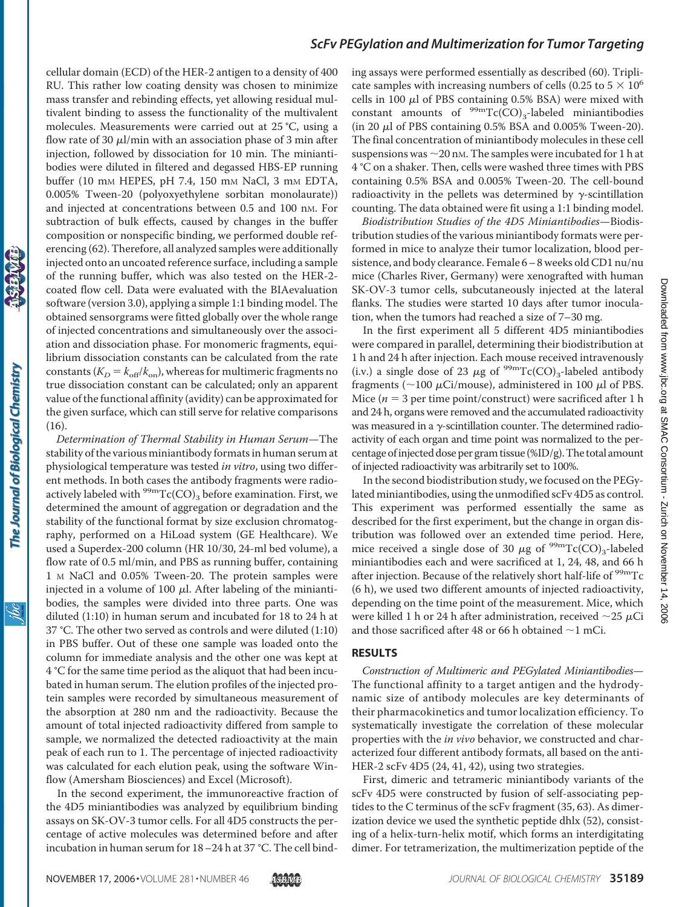cellular domain (ECD) of the HER-2 antigen to a density of 400 RU. This rather low coating density was chosen to minimize mass transfer and rebinding effects, yet allowing residual multivalent binding to assess the functionality of the multivalent molecules. Measurements were carried out at 25 °C, using a flow rate of 30 μl/min with an association phase of 3 min after injection, followed by dissociation for 10 min. The miniantibodies were diluted in filtered and degassed HBS-EP running buffer (10 mM HEPES, pH 7.4, 150 mM NaCl, 3 mM EDTA, 0.005% Tween-20 (polyoxyethylene sorbitan monolaurate)) and injected at concentrations between 0.5 and 100 nM. For subtraction of bulk effects, caused by changes in the buffer composition or nonspecific binding, we performed double referencing (62). Therefore, all analyzed samples were additionally injected onto an uncoated reference surface, including a sample of the running buffer, which was also tested on the HER-2-coated flow cell. Data were evaluated with the BIAevaluation software (version 3.0), applying a simple 1:1 binding model. The obtained sensorgrams were fitted globally over the whole range of injected concentrations and simultaneously over the association and dissociation phase. For monomeric fragments, equilibrium dissociation constants can be calculated from the rate constants ($K_D = k_{off}/k_{on}$), whereas for multimeric fragments no true dissociation constant can be calculated; only an apparent value of the functional affinity (avidity) can be approximated for the given surface, which can still serve for relative comparisons (16).

*Determination of Thermal Stability in Human Serum*—The stability of the various miniantibody formats in human serum at physiological temperature was tested *in vitro*, using two different methods. In both cases the antibody fragments were radioactively labeled with $^{99m}Tc(CO)_3$ before examination. First, we determined the amount of aggregation or degradation and the stability of the functional format by size exclusion chromatography, performed on a HiLoad system (GE Healthcare). We used a Superdex-200 column (HR 10/30, 24-ml bed volume), a flow rate of 0.5 ml/min, and PBS as running buffer, containing 1 M NaCl and 0.05% Tween-20. The protein samples were injected in a volume of 100 μl. After labeling of the miniantibodies, the samples were divided into three parts. One was diluted (1:10) in human serum and incubated for 18 to 24 h at 37 °C. The other two served as controls and were diluted (1:10) in PBS buffer. Out of these one sample was loaded onto the column for immediate analysis and the other one was kept at 4 °C for the same time period as the aliquot that had been incubated in human serum. The elution profiles of the injected protein samples were recorded by simultaneous measurement of the absorption at 280 nm and the radioactivity. Because the amount of total injected radioactivity differed from sample to sample, we normalized the detected radioactivity at the main peak of each run to 1. The percentage of injected radioactivity was calculated for each elution peak, using the software Winflow (Amersham Biosciences) and Excel (Microsoft).

In the second experiment, the immunoreactive fraction of the 4D5 miniantibodies was analyzed by equilibrium binding assays on SK-OV-3 tumor cells. For all 4D5 constructs the percentage of active molecules was determined before and after incubation in human serum for 18–24 h at 37 °C. The cell binding assays were performed essentially as described (60). Triplicate samples with increasing numbers of cells (0.25 to 5 × $10^6$ cells in 100 μl of PBS containing 0.5% BSA) were mixed with constant amounts of $^{99m}Tc(CO)_3$-labeled miniantibodies (in 20 μl of PBS containing 0.5% BSA and 0.005% Tween-20). The final concentration of miniantibody molecules in these cell suspensions was ~20 nM. The samples were incubated for 1 h at 4 °C on a shaker. Then, cells were washed three times with PBS containing 0.5% BSA and 0.005% Tween-20. The cell-bound radioactivity in the pellets was determined by γ-scintillation counting. The data obtained were fit using a 1:1 binding model.

*Biodistribution Studies of the 4D5 Miniantibodies*—Biodistribution studies of the various miniantibody formats were performed in mice to analyze their tumor localization, blood persistence, and body clearance. Female 6–8 weeks old CD1 nu/nu mice (Charles River, Germany) were xenografted with human SK-OV-3 tumor cells, subcutaneously injected at the lateral flanks. The studies were started 10 days after tumor inoculation, when the tumors had reached a size of 7–30 mg.

In the first experiment all 5 different 4D5 miniantibodies were compared in parallel, determining their biodistribution at 1 h and 24 h after injection. Each mouse received intravenously (i.v.) a single dose of 23 μg of $^{99m}Tc(CO)_3$-labeled antibody fragments (~100 μCi/mouse), administered in 100 μl of PBS. Mice ($n = 3$ per time point/construct) were sacrificed after 1 h and 24 h, organs were removed and the accumulated radioactivity was measured in a γ-scintillation counter. The determined radioactivity of each organ and time point was normalized to the percentage of injected dose per gram tissue (%ID/g). The total amount of injected radioactivity was arbitrarily set to 100%.

In the second biodistribution study, we focused on the PEGylated miniantibodies, using the unmodified scFv 4D5 as control. This experiment was performed essentially the same as described for the first experiment, but the change in organ distribution was followed over an extended time period. Here, mice received a single dose of 30 μg of $^{99m}Tc(CO)_3$-labeled miniantibodies each and were sacrificed at 1, 24, 48, and 66 h after injection. Because of the relatively short half-life of $^{99m}Tc$ (6 h), we used two different amounts of injected radioactivity, depending on the time point of the measurement. Mice, which were killed 1 h or 24 h after administration, received ~25 μCi and those sacrificed after 48 or 66 h obtained ~1 mCi.

## RESULTS

*Construction of Multimeric and PEGylated Miniantibodies*—The functional affinity to a target antigen and the hydrodynamic size of antibody molecules are key determinants of their pharmacokinetics and tumor localization efficiency. To systematically investigate the correlation of these molecular properties with the *in vivo* behavior, we constructed and characterized four different antibody formats, all based on the anti-HER-2 scFv 4D5 (24, 41, 42), using two strategies.

First, dimeric and tetrameric miniantibody variants of the scFv 4D5 were constructed by fusion of self-associating peptides to the C terminus of the scFv fragment (35, 63). As dimerization device we used the synthetic peptide dhlx (52), consisting of a helix-turn-helix motif, which forms an interdigitating dimer. For tetramerization, the multimerization peptide of the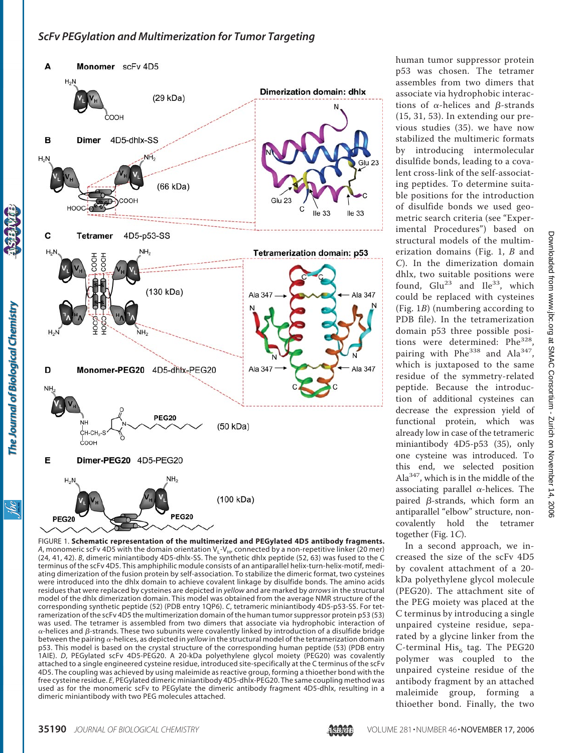FIGURE 1. **Schematic representation of the multimerized and PEGylated 4D5 antibody fragments.** *A*, monomeric scFv 4D5 with the domain orientation $V_L$-$V_H$, connected by a non-repetitive linker (20 mer) (24, 41, 42). *B*, dimeric miniantibody 4D5-dhlx-SS. The synthetic dhlx peptide (52, 63) was fused to the C terminus of the scFv 4D5. This amphiphilic module consists of an antiparallel helix-turn-helix-motif, mediating dimerization of the fusion protein by self-association. To stabilize the dimeric format, two cysteines were introduced into the dhlx domain to achieve covalent linkage by disulfide bonds. The amino acids residues that were replaced by cysteines are depicted in *yellow* and are marked by *arrows* in the structural model of the dhlx dimerization domain. This model was obtained from the average NMR structure of the corresponding synthetic peptide (52) (PDB entry 1QP6). *C*, tetrameric miniantibody 4D5-p53-SS. For tetramerization of the scFv 4D5 the multimerization domain of the human tumor suppressor protein p53 (53) was used. The tetramer is assembled from two dimers that associate via hydrophobic interaction of α-helices and β-strands. These two subunits were covalently linked by introduction of a disulfide bridge between the pairing α-helices, as depicted in *yellow* in the structural model of the tetramerization domain p53. This model is based on the crystal structure of the corresponding human peptide (53) (PDB entry 1AIE). *D*, PEGylated scFv 4D5-PEG20. A 20-kDa polyethylene glycol moiety (PEG20) was covalently attached to a single engineered cysteine residue, introduced site-specifically at the C terminus of the scFv 4D5. The coupling was achieved by using maleimide as reactive group, forming a thioether bond with the free cysteine residue. *E*, PEGylated dimeric miniantibody 4D5-dhlx-PEG20. The same coupling method was used as for the monomeric scFv to PEGylate the dimeric antibody fragment 4D5-dhlx, resulting in a dimeric miniantibody with two PEG molecules attached.

human tumor suppressor protein p53 was chosen. The tetramer assembles from two dimers that associate via hydrophobic interactions of α-helices and β-strands (15, 31, 53). In extending our previous studies (35). we have now stabilized the multimeric formats by introducing intermolecular disulfide bonds, leading to a covalent cross-link of the self-associating peptides. To determine suitable positions for the introduction of disulfide bonds we used geometric search criteria (see "Experimental Procedures") based on structural models of the multimerization domains (Fig. 1, *B* and *C*). In the dimerization domain dhlx, two suitable positions were found, $Glu^{23}$ and $Ile^{33}$, which could be replaced with cysteines (Fig. 1*B*) (numbering according to PDB file). In the tetramerization domain p53 three possible positions were determined: $Phe^{328}$, pairing with $Phe^{338}$ and $Ala^{347}$, which is juxtaposed to the same residue of the symmetry-related peptide. Because the introduction of additional cysteines can decrease the expression yield of functional protein, which was already low in case of the tetrameric miniantibody 4D5-p53 (35), only one cysteine was introduced. To this end, we selected position $Ala^{347}$, which is in the middle of the associating parallel α-helices. The paired β-strands, which form an antiparallel "elbow" structure, non-covalently hold the tetramer together (Fig. 1*C*).

In a second approach, we increased the size of the scFv 4D5 by covalent attachment of a 20-kDa polyethylene glycol molecule (PEG20). The attachment site of the PEG moiety was placed at the C terminus by introducing a single unpaired cysteine residue, separated by a glycine linker from the C-terminal $His_6$ tag. The PEG20 polymer was coupled to the unpaired cysteine residue of the antibody fragment by an attached maleimide group, forming a thioether bond. Finally, the two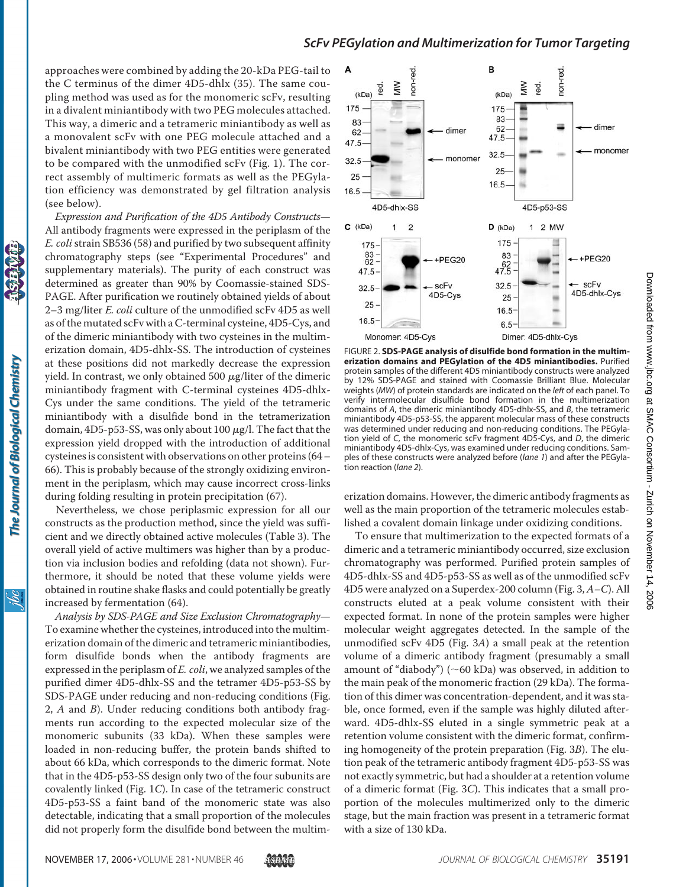approaches were combined by adding the 20-kDa PEG-tail to the C terminus of the dimer 4D5-dhlx (35). The same coupling method was used as for the monomeric scFv, resulting in a divalent miniantibody with two PEG molecules attached. This way, a dimeric and a tetrameric miniantibody as well as a monovalent scFv with one PEG molecule attached and a bivalent miniantibody with two PEG entities were generated to be compared with the unmodified scFv (Fig. 1). The correct assembly of multimeric formats as well as the PEGylation efficiency was demonstrated by gel filtration analysis (see below).

*Expression and Purification of the 4D5 Antibody Constructs—* All antibody fragments were expressed in the periplasm of the *E. coli* strain SB536 (58) and purified by two subsequent affinity chromatography steps (see "Experimental Procedures" and supplementary materials). The purity of each construct was determined as greater than 90% by Coomassie-stained SDS-PAGE. After purification we routinely obtained yields of about 2–3 mg/liter *E. coli* culture of the unmodified scFv 4D5 as well as of the mutated scFv with a C-terminal cysteine, 4D5-Cys, and of the dimeric miniantibody with two cysteines in the multimerization domain, 4D5-dhlx-SS. The introduction of cysteines at these positions did not markedly decrease the expression yield. In contrast, we only obtained 500 μg/liter of the dimeric miniantibody fragment with C-terminal cysteines 4D5-dhlx-Cys under the same conditions. The yield of the tetrameric miniantibody with a disulfide bond in the tetramerization domain, 4D5-p53-SS, was only about 100 μg/l. The fact that the expression yield dropped with the introduction of additional cysteines is consistent with observations on other proteins (64–66). This is probably because of the strongly oxidizing environment in the periplasm, which may cause incorrect cross-links during folding resulting in protein precipitation (67).

Nevertheless, we chose periplasmic expression for all our constructs as the production method, since the yield was sufficient and we directly obtained active molecules (Table 3). The overall yield of active multimers was higher than by a production via inclusion bodies and refolding (data not shown). Furthermore, it should be noted that these volume yields were obtained in routine shake flasks and could potentially be greatly increased by fermentation (64).

*Analysis by SDS-PAGE and Size Exclusion Chromatography—* To examine whether the cysteines, introduced into the multimerization domain of the dimeric and tetrameric miniantibodies, form disulfide bonds when the antibody fragments are expressed in the periplasm of *E. coli*, we analyzed samples of the purified dimer 4D5-dhlx-SS and the tetramer 4D5-p53-SS by SDS-PAGE under reducing and non-reducing conditions (Fig. 2, *A* and *B*). Under reducing conditions both antibody fragments run according to the expected molecular size of the monomeric subunits (33 kDa). When these samples were loaded in non-reducing buffer, the protein bands shifted to about 66 kDa, which corresponds to the dimeric format. Note that in the 4D5-p53-SS design only two of the four subunits are covalently linked (Fig. 1*C*). In case of the tetrameric construct 4D5-p53-SS a faint band of the monomeric state was also detectable, indicating that a small proportion of the molecules did not properly form the disulfide bond between the multimerization domains. However, the dimeric antibody fragments as well as the main proportion of the tetrameric molecules established a covalent domain linkage under oxidizing conditions.

FIGURE 2. **SDS-PAGE analysis of disulfide bond formation in the multimerization domains and PEGylation of the 4D5 miniantibodies.** Purified protein samples of the different 4D5 miniantibody constructs were analyzed by 12% SDS-PAGE and stained with Coomassie Brilliant Blue. Molecular weights (*MW*) of protein standards are indicated on the *left* of each panel. To verify intermolecular disulfide bond formation in the multimerization domains of *A*, the dimeric miniantibody 4D5-dhlx-SS, and *B*, the tetrameric miniantibody 4D5-p53-SS, the apparent molecular mass of these constructs was determined under reducing and non-reducing conditions. The PEGylation yield of *C*, the monomeric scFv fragment 4D5-Cys, and *D*, the dimeric miniantibody 4D5-dhlx-Cys, was examined under reducing conditions. Samples of these constructs were analyzed before (*lane 1*) and after the PEGylation reaction (*lane 2*).

To ensure that multimerization to the expected formats of a dimeric and a tetrameric miniantibody occurred, size exclusion chromatography was performed. Purified protein samples of 4D5-dhlx-SS and 4D5-p53-SS as well as of the unmodified scFv 4D5 were analyzed on a Superdex-200 column (Fig. 3, *A–C*). All constructs eluted at a peak volume consistent with their expected format. In none of the protein samples were higher molecular weight aggregates detected. In the sample of the unmodified scFv 4D5 (Fig. 3*A*) a small peak at the retention volume of a dimeric antibody fragment (presumably a small amount of "diabody") (~60 kDa) was observed, in addition to the main peak of the monomeric fraction (29 kDa). The formation of this dimer was concentration-dependent, and it was stable, once formed, even if the sample was highly diluted afterward. 4D5-dhlx-SS eluted in a single symmetric peak at a retention volume consistent with the dimeric format, confirming homogeneity of the protein preparation (Fig. 3*B*). The elution peak of the tetrameric antibody fragment 4D5-p53-SS was not exactly symmetric, but had a shoulder at a retention volume of a dimeric format (Fig. 3*C*). This indicates that a small proportion of the molecules multimerized only to the dimeric stage, but the main fraction was present in a tetrameric format with a size of 130 kDa.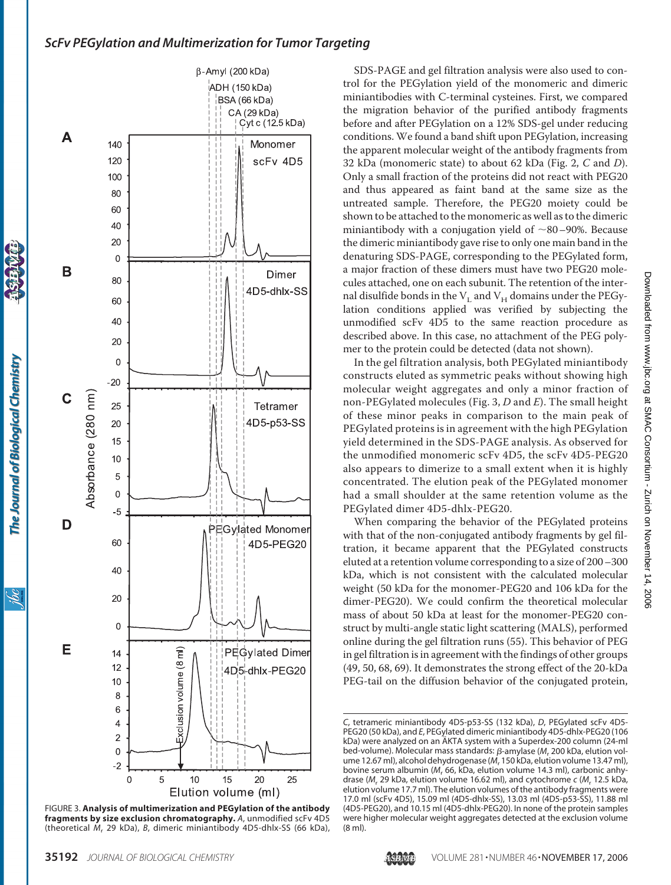FIGURE 3. **Analysis of multimerization and PEGylation of the antibody fragments by size exclusion chromatography.** *A*, unmodified scFv 4D5 (theoretical $M_r$ 29 kDa), *B*, dimeric miniantibody 4D5-dhlx-SS (66 kDa), *C*, tetrameric miniantibody 4D5-p53-SS (132 kDa), *D*, PEGylated scFv 4D5-PEG20 (50 kDa), and *E*, PEGylated dimeric miniantibody 4D5-dhlx-PEG20 (106 kDa) were analyzed on an ÄKTA system with a Superdex-200 column (24-ml bed-volume). Molecular mass standards: β-amylase ($M_r$ 200 kDa, elution volume 12.67 ml), alcohol dehydrogenase ($M_r$ 150 kDa, elution volume 13.47 ml), bovine serum albumin ($M_r$ 66, kDa, elution volume 14.3 ml), carbonic anhydrase ($M_r$ 29 kDa, elution volume 16.62 ml), and cytochrome *c* ($M_r$ 12.5 kDa, elution volume 17.7 ml). The elution volumes of the antibody fragments were 17.0 ml (scFv 4D5), 15.09 ml (4D5-dhlx-SS), 13.03 ml (4D5-p53-SS), 11.88 ml (4D5-PEG20), and 10.15 ml (4D5-dhlx-PEG20). In none of the protein samples were higher molecular weight aggregates detected at the exclusion volume (8 ml).

SDS-PAGE and gel filtration analysis were also used to control for the PEGylation yield of the monomeric and dimeric miniantibodies with C-terminal cysteines. First, we compared the migration behavior of the purified antibody fragments before and after PEGylation on a 12% SDS-gel under reducing conditions. We found a band shift upon PEGylation, increasing the apparent molecular weight of the antibody fragments from 32 kDa (monomeric state) to about 62 kDa (Fig. 2, *C* and *D*). Only a small fraction of the proteins did not react with PEG20 and thus appeared as faint band at the same size as the untreated sample. Therefore, the PEG20 moiety could be shown to be attached to the monomeric as well as to the dimeric miniantibody with a conjugation yield of ~80–90%. Because the dimeric miniantibody gave rise to only one main band in the denaturing SDS-PAGE, corresponding to the PEGylated form, a major fraction of these dimers must have two PEG20 molecules attached, one on each subunit. The retention of the internal disulfide bonds in the $V_L$ and $V_H$ domains under the PEGylation conditions applied was verified by subjecting the unmodified scFv 4D5 to the same reaction procedure as described above. In this case, no attachment of the PEG polymer to the protein could be detected (data not shown).

In the gel filtration analysis, both PEGylated miniantibody constructs eluted as symmetric peaks without showing high molecular weight aggregates and only a minor fraction of non-PEGylated molecules (Fig. 3, *D* and *E*). The small height of these minor peaks in comparison to the main peak of PEGylated proteins is in agreement with the high PEGylation yield determined in the SDS-PAGE analysis. As observed for the unmodified monomeric scFv 4D5, the scFv 4D5-PEG20 also appears to dimerize to a small extent when it is highly concentrated. The elution peak of the PEGylated monomer had a small shoulder at the same retention volume as the PEGylated dimer 4D5-dhlx-PEG20.

When comparing the behavior of the PEGylated proteins with that of the non-conjugated antibody fragments by gel filtration, it became apparent that the PEGylated constructs eluted at a retention volume corresponding to a size of 200–300 kDa, which is not consistent with the calculated molecular weight (50 kDa for the monomer-PEG20 and 106 kDa for the dimer-PEG20). We could confirm the theoretical molecular mass of about 50 kDa at least for the monomer-PEG20 construct by multi-angle static light scattering (MALS), performed online during the gel filtration runs (55). This behavior of PEG in gel filtration is in agreement with the findings of other groups (49, 50, 68, 69). It demonstrates the strong effect of the 20-kDa PEG-tail on the diffusion behavior of the conjugated protein,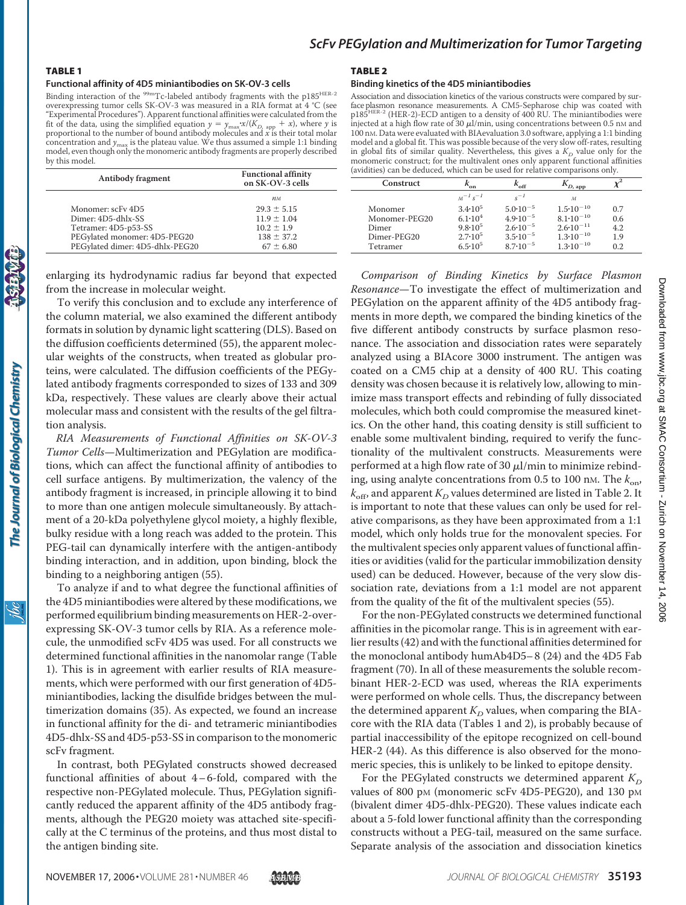**TABLE 1**

**Functional affinity of 4D5 miniantibodies on SK-OV-3 cells**

Binding interaction of the $^{99m}$Tc-labeled antibody fragments with the $p185^{HER-2}$ overexpressing tumor cells SK-OV-3 was measured in a RIA format at 4 °C (see "Experimental Procedures"). Apparent functional affinities were calculated from the fit of the data, using the simplified equation $y = y_{max} \cdot x/(K_{D,\,app} + x)$, where $y$ is proportional to the number of bound antibody molecules and $x$ is their total molar concentration and $y_{max}$ is the plateau value. We thus assumed a simple 1:1 binding model, even though only the monomeric antibody fragments are properly described by this model.

| Antibody fragment | Functional affinity on SK-OV-3 cells |
|---|---|
| | *nM* |
| Monomer: scFv 4D5 | 29.3 ± 5.15 |
| Dimer: 4D5-dhlx-SS | 11.9 ± 1.04 |
| Tetramer: 4D5-p53-SS | 10.2 ± 1.9 |
| PEGylated monomer: 4D5-PEG20 | 138 ± 37.2 |
| PEGylated dimer: 4D5-dhlx-PEG20 | 67 ± 6.80 |

enlarging its hydrodynamic radius far beyond that expected from the increase in molecular weight.

To verify this conclusion and to exclude any interference of the column material, we also examined the different antibody formats in solution by dynamic light scattering (DLS). Based on the diffusion coefficients determined (55), the apparent molecular weights of the constructs, when treated as globular proteins, were calculated. The diffusion coefficients of the PEGylated antibody fragments corresponded to sizes of 133 and 309 kDa, respectively. These values are clearly above their actual molecular mass and consistent with the results of the gel filtration analysis.

*RIA Measurements of Functional Affinities on SK-OV-3 Tumor Cells*—Multimerization and PEGylation are modifications, which can affect the functional affinity of antibodies to cell surface antigens. By multimerization, the valency of the antibody fragment is increased, in principle allowing it to bind to more than one antigen molecule simultaneously. By attachment of a 20-kDa polyethylene glycol moiety, a highly flexible, bulky residue with a long reach was added to the protein. This PEG-tail can dynamically interfere with the antigen-antibody binding interaction, and in addition, upon binding, block the binding to a neighboring antigen (55).

To analyze if and to what degree the functional affinities of the 4D5 miniantibodies were altered by these modifications, we performed equilibrium binding measurements on HER-2-overexpressing SK-OV-3 tumor cells by RIA. As a reference molecule, the unmodified scFv 4D5 was used. For all constructs we determined functional affinities in the nanomolar range (Table 1). This is in agreement with earlier results of RIA measurements, which were performed with our first generation of 4D5-miniantibodies, lacking the disulfide bridges between the multimerization domains (35). As expected, we found an increase in functional affinity for the di- and tetrameric miniantibodies 4D5-dhlx-SS and 4D5-p53-SS in comparison to the monomeric scFv fragment.

In contrast, both PEGylated constructs showed decreased functional affinities of about 4–6-fold, compared with the respective non-PEGylated molecule. Thus, PEGylation significantly reduced the apparent affinity of the 4D5 antibody fragments, although the PEG20 moiety was attached site-specifically at the C terminus of the proteins, and thus most distal to the antigen binding site.

**TABLE 2**

**Binding kinetics of the 4D5 miniantibodies**

Association and dissociation kinetics of the various constructs were compared by surface plasmon resonance measurements. A CM5-Sepharose chip was coated with $p185^{HER-2}$ (HER-2)-ECD antigen to a density of 400 RU. The miniantibodies were injected at a high flow rate of 30 μl/min, using concentrations between 0.5 nM and 100 nM. Data were evaluated with BIAevaluation 3.0 software, applying a 1:1 binding model and a global fit. This was possible because of the very slow off-rates, resulting in global fits of similar quality. Nevertheless, this gives a $K_D$ value only for the monomeric construct; for the multivalent ones only apparent functional affinities (avidities) can be deduced, which can be used for relative comparisons only.

| Construct | $k_{on}$ | $k_{off}$ | $K_{D,\,app}$ | $\chi^2$ |
|---|---|---|---|---|
| | $M^{-1}\,s^{-1}$ | $s^{-1}$ | $M$ | |
| Monomer | $3.4 \cdot 10^5$ | $5.0 \cdot 10^{-5}$ | $1.5 \cdot 10^{-10}$ | 0.7 |
| Monomer-PEG20 | $6.1 \cdot 10^4$ | $4.9 \cdot 10^{-5}$ | $8.1 \cdot 10^{-10}$ | 0.6 |
| Dimer | $9.8 \cdot 10^5$ | $2.6 \cdot 10^{-5}$ | $2.6 \cdot 10^{-11}$ | 4.2 |
| Dimer-PEG20 | $2.7 \cdot 10^5$ | $3.5 \cdot 10^{-5}$ | $1.3 \cdot 10^{-10}$ | 1.9 |
| Tetramer | $6.5 \cdot 10^5$ | $8.7 \cdot 10^{-5}$ | $1.3 \cdot 10^{-10}$ | 0.2 |

*Comparison of Binding Kinetics by Surface Plasmon Resonance*—To investigate the effect of multimerization and PEGylation on the apparent affinity of the 4D5 antibody fragments in more depth, we compared the binding kinetics of the five different antibody constructs by surface plasmon resonance. The association and dissociation rates were separately analyzed using a BIAcore 3000 instrument. The antigen was coated on a CM5 chip at a density of 400 RU. This coating density was chosen because it is relatively low, allowing to minimize mass transport effects and rebinding of fully dissociated molecules, which both could compromise the measured kinetics. On the other hand, this coating density is still sufficient to enable some multivalent binding, required to verify the functionality of the multivalent constructs. Measurements were performed at a high flow rate of 30 μl/min to minimize rebinding, using analyte concentrations from 0.5 to 100 nM. The $k_{on}$, $k_{off}$, and apparent $K_D$ values determined are listed in Table 2. It is important to note that these values can only be used for relative comparisons, as they have been approximated from a 1:1 model, which only holds true for the monovalent species. For the multivalent species only apparent values of functional affinities or avidities (valid for the particular immobilization density used) can be deduced. However, because of the very slow dissociation rate, deviations from a 1:1 model are not apparent from the quality of the fit of the multivalent species (55).

For the non-PEGylated constructs we determined functional affinities in the picomolar range. This is in agreement with earlier results (42) and with the functional affinities determined for the monoclonal antibody humAb4D5–8 (24) and the 4D5 Fab fragment (70). In all of these measurements the soluble recombinant HER-2-ECD was used, whereas the RIA experiments were performed on whole cells. Thus, the discrepancy between the determined apparent $K_D$ values, when comparing the BIAcore with the RIA data (Tables 1 and 2), is probably because of partial inaccessibility of the epitope recognized on cell-bound HER-2 (44). As this difference is also observed for the monomeric species, this is unlikely to be linked to epitope density.

For the PEGylated constructs we determined apparent $K_D$ values of 800 pM (monomeric scFv 4D5-PEG20), and 130 pM (bivalent dimer 4D5-dhlx-PEG20). These values indicate each about a 5-fold lower functional affinity than the corresponding constructs without a PEG-tail, measured on the same surface. Separate analysis of the association and dissociation kinetics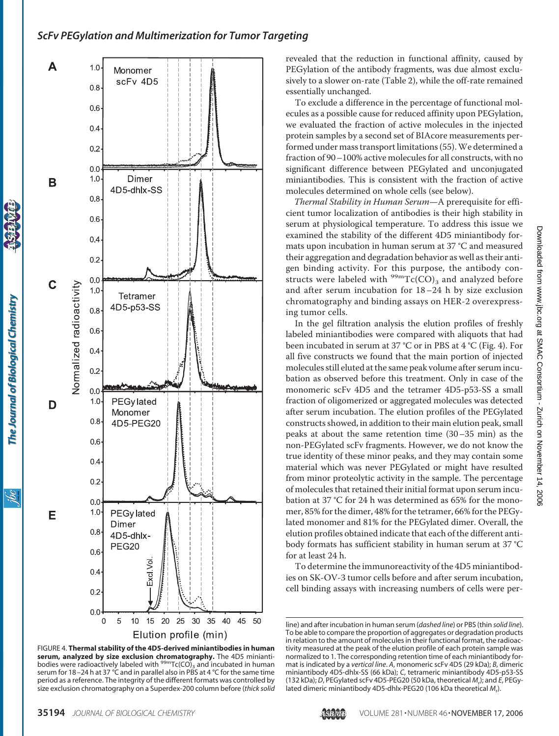revealed that the reduction in functional affinity, caused by PEGylation of the antibody fragments, was due almost exclusively to a slower on-rate (Table 2), while the off-rate remained essentially unchanged.

To exclude a difference in the percentage of functional molecules as a possible cause for reduced affinity upon PEGylation, we evaluated the fraction of active molecules in the injected protein samples by a second set of BIAcore measurements performed under mass transport limitations (55). We determined a fraction of 90–100% active molecules for all constructs, with no significant difference between PEGylated and unconjugated miniantibodies. This is consistent with the fraction of active molecules determined on whole cells (see below).

*Thermal Stability in Human Serum*—A prerequisite for efficient tumor localization of antibodies is their high stability in serum at physiological temperature. To address this issue we examined the stability of the different 4D5 miniantibody formats upon incubation in human serum at 37 °C and measured their aggregation and degradation behavior as well as their antigen binding activity. For this purpose, the antibody constructs were labeled with $^{99m}Tc(CO)_3$ and analyzed before and after serum incubation for 18–24 h by size exclusion chromatography and binding assays on HER-2 overexpressing tumor cells.

In the gel filtration analysis the elution profiles of freshly labeled miniantibodies were compared with aliquots that had been incubated in serum at 37 °C or in PBS at 4 °C (Fig. 4). For all five constructs we found that the main portion of injected molecules still eluted at the same peak volume after serum incubation as observed before this treatment. Only in case of the monomeric scFv 4D5 and the tetramer 4D5-p53-SS a small fraction of oligomerized or aggregated molecules was detected after serum incubation. The elution profiles of the PEGylated constructs showed, in addition to their main elution peak, small peaks at about the same retention time (30–35 min) as the non-PEGylated scFv fragments. However, we do not know the true identity of these minor peaks, and they may contain some material which was never PEGylated or might have resulted from minor proteolytic activity in the sample. The percentage of molecules that retained their initial format upon serum incubation at 37 °C for 24 h was determined as 65% for the monomer, 85% for the dimer, 48% for the tetramer, 66% for the PEGylated monomer and 81% for the PEGylated dimer. Overall, the elution profiles obtained indicate that each of the different antibody formats has sufficient stability in human serum at 37 °C for at least 24 h.

To determine the immunoreactivity of the 4D5 miniantibodies on SK-OV-3 tumor cells before and after serum incubation, cell binding assays with increasing numbers of cells were per-

FIGURE 4. **Thermal stability of the 4D5-derived miniantibodies in human serum, analyzed by size exclusion chromatography.** The 4D5 miniantibodies were radioactively labeled with $^{99m}Tc(CO)_3$ and incubated in human serum for 18–24 h at 37 °C and in parallel also in PBS at 4 °C for the same time period as a reference. The integrity of the different formats was controlled by size exclusion chromatography on a Superdex-200 column before (*thick solid line*) and after incubation in human serum (*dashed line*) or PBS (thin *solid line*). To be able to compare the proportion of aggregates or degradation products in relation to the amount of molecules in their functional format, the radioactivity measured at the peak of the elution profile of each protein sample was normalized to 1. The corresponding retention time of each miniantibody format is indicated by a *vertical line*. *A*, monomeric scFv 4D5 (29 kDa); *B*, dimeric miniantibody 4D5-dhlx-SS (66 kDa); *C*, tetrameric miniantibody 4D5-p53-SS (132 kDa); *D*, PEGylated scFv 4D5-PEG20 (50 kDa, theoretical $M_r$); and *E*, PEGylated dimeric miniantibody 4D5-dhlx-PEG20 (106 kDa theoretical $M_r$).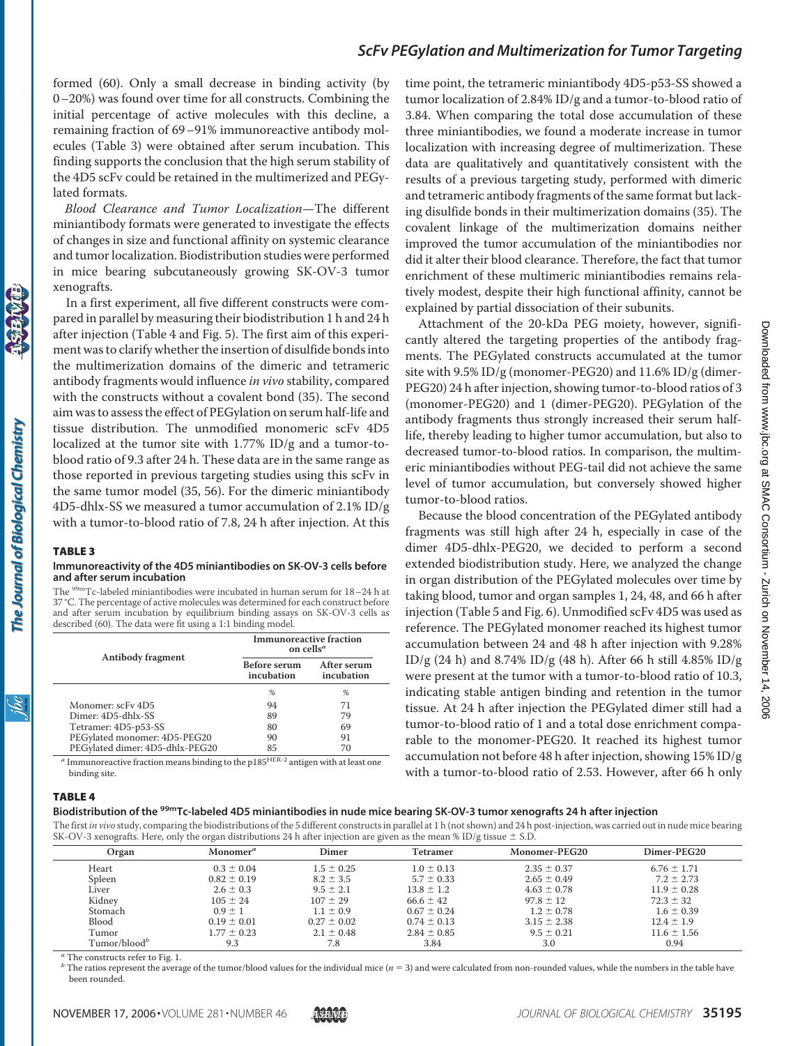formed (60). Only a small decrease in binding activity (by 0–20%) was found over time for all constructs. Combining the initial percentage of active molecules with this decline, a remaining fraction of 69–91% immunoreactive antibody molecules (Table 3) were obtained after serum incubation. This finding supports the conclusion that the high serum stability of the 4D5 scFv could be retained in the multimerized and PEGylated formats.

*Blood Clearance and Tumor Localization*—The different miniantibody formats were generated to investigate the effects of changes in size and functional affinity on systemic clearance and tumor localization. Biodistribution studies were performed in mice bearing subcutaneously growing SK-OV-3 tumor xenografts.

In a first experiment, all five different constructs were compared in parallel by measuring their biodistribution 1 h and 24 h after injection (Table 4 and Fig. 5). The first aim of this experiment was to clarify whether the insertion of disulfide bonds into the multimerization domains of the dimeric and tetrameric antibody fragments would influence *in vivo* stability, compared with the constructs without a covalent bond (35). The second aim was to assess the effect of PEGylation on serum half-life and tissue distribution. The unmodified monomeric scFv 4D5 localized at the tumor site with 1.77% ID/g and a tumor-to-blood ratio of 9.3 after 24 h. These data are in the same range as those reported in previous targeting studies using this scFv in the same tumor model (35, 56). For the dimeric miniantibody 4D5-dhlx-SS we measured a tumor accumulation of 2.1% ID/g with a tumor-to-blood ratio of 7.8, 24 h after injection. At this time point, the tetrameric miniantibody 4D5-p53-SS showed a tumor localization of 2.84% ID/g and a tumor-to-blood ratio of 3.84. When comparing the total dose accumulation of these three miniantibodies, we found a moderate increase in tumor localization with increasing degree of multimerization. These data are qualitatively and quantitatively consistent with the results of a previous targeting study, performed with dimeric and tetrameric antibody fragments of the same format but lacking disulfide bonds in their multimerization domains (35). The covalent linkage of the multimerization domains neither improved the tumor accumulation of the miniantibodies nor did it alter their blood clearance. Therefore, the fact that tumor enrichment of these multimeric miniantibodies remains relatively modest, despite their high functional affinity, cannot be explained by partial dissociation of their subunits.

Attachment of the 20-kDa PEG moiety, however, significantly altered the targeting properties of the antibody fragments. The PEGylated constructs accumulated at the tumor site with 9.5% ID/g (monomer-PEG20) and 11.6% ID/g (dimer-PEG20) 24 h after injection, showing tumor-to-blood ratios of 3 (monomer-PEG20) and 1 (dimer-PEG20). PEGylation of the antibody fragments thus strongly increased their serum half-life, thereby leading to higher tumor accumulation, but also to decreased tumor-to-blood ratios. In comparison, the multimeric miniantibodies without PEG-tail did not achieve the same level of tumor accumulation, but conversely showed higher tumor-to-blood ratios.

Because the blood concentration of the PEGylated antibody fragments was still high after 24 h, especially in case of the dimer 4D5-dhlx-PEG20, we decided to perform a second extended biodistribution study. Here, we analyzed the change in organ distribution of the PEGylated molecules over time by taking blood, tumor and organ samples 1, 24, 48, and 66 h after injection (Table 5 and Fig. 6). Unmodified scFv 4D5 was used as reference. The PEGylated monomer reached its highest tumor accumulation between 24 and 48 h after injection with 9.28% ID/g (24 h) and 8.74% ID/g (48 h). After 66 h still 4.85% ID/g were present at the tumor with a tumor-to-blood ratio of 10.3, indicating stable antigen binding and retention in the tumor tissue. At 24 h after injection the PEGylated dimer still had a tumor-to-blood ratio of 1 and a total dose enrichment comparable to the monomer-PEG20. It reached its highest tumor accumulation not before 48 h after injection, showing 15% ID/g with a tumor-to-blood ratio of 2.53. However, after 66 h only

**TABLE 3**

**Immunoreactivity of the 4D5 miniantibodies on SK-OV-3 cells before and after serum incubation**

The $^{99m}$Tc-labeled miniantibodies were incubated in human serum for 18–24 h at 37 °C. The percentage of active molecules was determined for each construct before and after serum incubation by equilibrium binding assays on SK-OV-3 cells as described (60). The data were fit using a 1:1 binding model.

| Antibody fragment | Immunoreactive fraction on cells[a] | |
|---|---|---|
| | Before serum incubation | After serum incubation |
| | % | % |
| Monomer: scFv 4D5 | 94 | 71 |
| Dimer: 4D5-dhlx-SS | 89 | 79 |
| Tetramer: 4D5-p53-SS | 80 | 69 |
| PEGylated monomer: 4D5-PEG20 | 90 | 91 |
| PEGylated dimer: 4D5-dhlx-PEG20 | 85 | 70 |

[a] Immunoreactive fraction means binding to the p185$^{HER-2}$ antigen with at least one binding site.

**TABLE 4**

**Biodistribution of the $^{99m}$Tc-labeled 4D5 miniantibodies in nude mice bearing SK-OV-3 tumor xenografts 24 h after injection**

The first *in vivo* study, comparing the biodistributions of the 5 different constructs in parallel at 1 h (not shown) and 24 h post-injection, was carried out in nude mice bearing SK-OV-3 xenografts. Here, only the organ distributions 24 h after injection are given as the mean % ID/g tissue ± S.D.

| Organ | Monomer[a] | Dimer | Tetramer | Monomer-PEG20 | Dimer-PEG20 |
|---|---|---|---|---|---|
| Heart | 0.3 ± 0.04 | 1.5 ± 0.25 | 1.0 ± 0.13 | 2.35 ± 0.37 | 6.76 ± 1.71 |
| Spleen | 0.82 ± 0.19 | 8.2 ± 3.5 | 5.7 ± 0.33 | 2.65 ± 0.49 | 7.2 ± 2.73 |
| Liver | 2.6 ± 0.3 | 9.5 ± 2.1 | 13.8 ± 1.2 | 4.63 ± 0.78 | 11.9 ± 0.28 |
| Kidney | 105 ± 24 | 107 ± 29 | 66.6 ± 42 | 97.8 ± 12 | 72.3 ± 32 |
| Stomach | 0.9 ± 1 | 1.1 ± 0.9 | 0.67 ± 0.24 | 1.2 ± 0.78 | 1.6 ± 0.39 |
| Blood | 0.19 ± 0.01 | 0.27 ± 0.02 | 0.74 ± 0.13 | 3.15 ± 2.38 | 12.4 ± 1.9 |
| Tumor | 1.77 ± 0.23 | 2.1 ± 0.48 | 2.84 ± 0.85 | 9.5 ± 0.21 | 11.6 ± 1.56 |
| Tumor/blood[b] | 9.3 | 7.8 | 3.84 | 3.0 | 0.94 |

[a] The constructs refer to Fig. 1.

[b] The ratios represent the average of the tumor/blood values for the individual mice ($n = 3$) and were calculated from non-rounded values, while the numbers in the table have been rounded.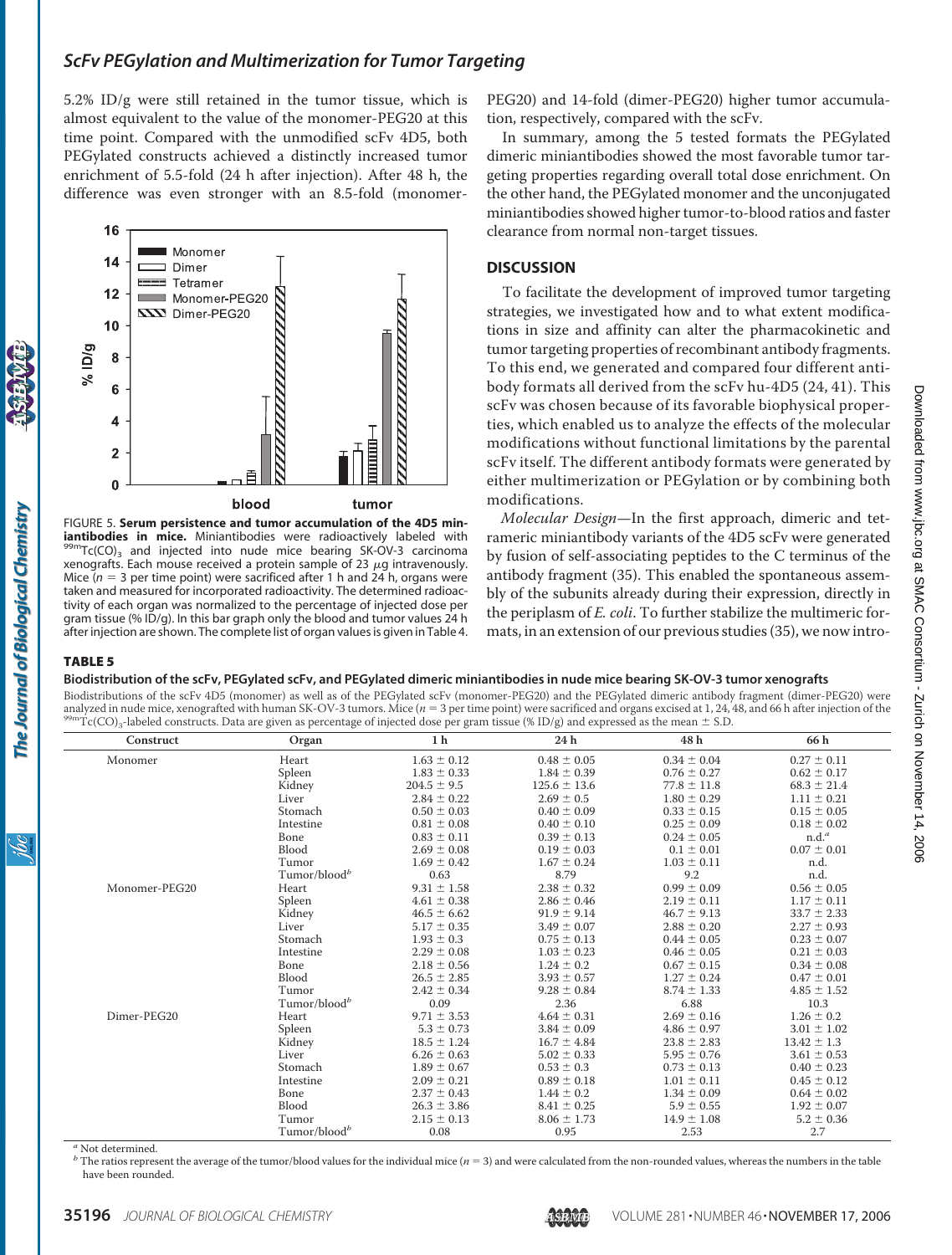5.2% ID/g were still retained in the tumor tissue, which is almost equivalent to the value of the monomer-PEG20 at this time point. Compared with the unmodified scFv 4D5, both PEGylated constructs achieved a distinctly increased tumor enrichment of 5.5-fold (24 h after injection). After 48 h, the difference was even stronger with an 8.5-fold (monomer-PEG20) and 14-fold (dimer-PEG20) higher tumor accumulation, respectively, compared with the scFv.

In summary, among the 5 tested formats the PEGylated dimeric miniantibodies showed the most favorable tumor targeting properties regarding overall total dose enrichment. On the other hand, the PEGylated monomer and the unconjugated miniantibodies showed higher tumor-to-blood ratios and faster clearance from normal non-target tissues.

FIGURE 5. **Serum persistence and tumor accumulation of the 4D5 miniantibodies in mice.** Miniantibodies were radioactively labeled with $^{99m}Tc(CO)_3$ and injected into nude mice bearing SK-OV-3 carcinoma xenografts. Each mouse received a protein sample of 23 μg intravenously. Mice ($n = 3$ per time point) were sacrificed after 1 h and 24 h, organs were taken and measured for incorporated radioactivity. The determined radioactivity of each organ was normalized to the percentage of injected dose per gram tissue (% ID/g). In this bar graph only the blood and tumor values 24 h after injection are shown. The complete list of organ values is given in Table 4.

## DISCUSSION

To facilitate the development of improved tumor targeting strategies, we investigated how and to what extent modifications in size and affinity can alter the pharmacokinetic and tumor targeting properties of recombinant antibody fragments. To this end, we generated and compared four different antibody formats all derived from the scFv hu-4D5 (24, 41). This scFv was chosen because of its favorable biophysical properties, which enabled us to analyze the effects of the molecular modifications without functional limitations by the parental scFv itself. The different antibody formats were generated by either multimerization or PEGylation or by combining both modifications.

*Molecular Design*—In the first approach, dimeric and tetrameric miniantibody variants of the 4D5 scFv were generated by fusion of self-associating peptides to the C terminus of the antibody fragment (35). This enabled the spontaneous assembly of the subunits already during their expression, directly in the periplasm of *E. coli*. To further stabilize the multimeric formats, in an extension of our previous studies (35), we now intro-

**TABLE 5**

**Biodistribution of the scFv, PEGylated scFv, and PEGylated dimeric miniantibodies in nude mice bearing SK-OV-3 tumor xenografts**

Biodistributions of the scFv 4D5 (monomer) as well as of the PEGylated scFv (monomer-PEG20) and the PEGylated dimeric antibody fragment (dimer-PEG20) were analyzed in nude mice, xenografted with human SK-OV-3 tumors. Mice ($n = 3$ per time point) were sacrificed and organs excised at 1, 24, 48, and 66 h after injection of the $^{99m}Tc(CO)_3$-labeled constructs. Data are given as percentage of injected dose per gram tissue (% ID/g) and expressed as the mean ± S.D.

| Construct | Organ | 1 h | 24 h | 48 h | 66 h |
|---|---|---|---|---|---|
| Monomer | Heart | 1.63 ± 0.12 | 0.48 ± 0.05 | 0.34 ± 0.04 | 0.27 ± 0.11 |
| | Spleen | 1.83 ± 0.33 | 1.84 ± 0.39 | 0.76 ± 0.27 | 0.62 ± 0.17 |
| | Kidney | 204.5 ± 9.5 | 125.6 ± 13.6 | 77.8 ± 11.8 | 68.3 ± 21.4 |
| | Liver | 2.84 ± 0.22 | 2.69 ± 0.5 | 1.80 ± 0.29 | 1.11 ± 0.21 |
| | Stomach | 0.50 ± 0.03 | 0.40 ± 0.09 | 0.33 ± 0.15 | 0.15 ± 0.05 |
| | Intestine | 0.81 ± 0.08 | 0.40 ± 0.10 | 0.25 ± 0.09 | 0.18 ± 0.02 |
| | Bone | 0.83 ± 0.11 | 0.39 ± 0.13 | 0.24 ± 0.05 | n.d.[a] |
| | Blood | 2.69 ± 0.08 | 0.19 ± 0.03 | 0.1 ± 0.01 | 0.07 ± 0.01 |
| | Tumor | 1.69 ± 0.42 | 1.67 ± 0.24 | 1.03 ± 0.11 | n.d. |
| | Tumor/blood[b] | 0.63 | 8.79 | 9.2 | n.d. |
| Monomer-PEG20 | Heart | 9.31 ± 1.58 | 2.38 ± 0.32 | 0.99 ± 0.09 | 0.56 ± 0.05 |
| | Spleen | 4.61 ± 0.38 | 2.86 ± 0.46 | 2.19 ± 0.11 | 1.17 ± 0.11 |
| | Kidney | 46.5 ± 6.62 | 91.9 ± 9.14 | 46.7 ± 9.13 | 33.7 ± 2.33 |
| | Liver | 5.17 ± 0.35 | 3.49 ± 0.07 | 2.88 ± 0.20 | 2.27 ± 0.93 |
| | Stomach | 1.93 ± 0.3 | 0.75 ± 0.13 | 0.44 ± 0.05 | 0.23 ± 0.07 |
| | Intestine | 2.29 ± 0.08 | 1.03 ± 0.23 | 0.46 ± 0.05 | 0.21 ± 0.03 |
| | Bone | 2.18 ± 0.56 | 1.24 ± 0.2 | 0.67 ± 0.15 | 0.34 ± 0.08 |
| | Blood | 26.5 ± 2.85 | 3.93 ± 0.57 | 1.27 ± 0.24 | 0.47 ± 0.01 |
| | Tumor | 2.42 ± 0.34 | 9.28 ± 0.84 | 8.74 ± 1.33 | 4.85 ± 1.52 |
| | Tumor/blood[b] | 0.09 | 2.36 | 6.88 | 10.3 |
| Dimer-PEG20 | Heart | 9.71 ± 3.53 | 4.64 ± 0.31 | 2.69 ± 0.16 | 1.26 ± 0.2 |
| | Spleen | 5.3 ± 0.73 | 3.84 ± 0.09 | 4.86 ± 0.97 | 3.01 ± 1.02 |
| | Kidney | 18.5 ± 1.24 | 16.7 ± 4.84 | 23.8 ± 2.83 | 13.42 ± 1.3 |
| | Liver | 6.26 ± 0.63 | 5.02 ± 0.33 | 5.95 ± 0.76 | 3.61 ± 0.53 |
| | Stomach | 1.89 ± 0.67 | 0.53 ± 0.3 | 0.73 ± 0.13 | 0.40 ± 0.23 |
| | Intestine | 2.09 ± 0.21 | 0.89 ± 0.18 | 1.01 ± 0.11 | 0.45 ± 0.12 |
| | Bone | 2.37 ± 0.43 | 1.44 ± 0.2 | 1.34 ± 0.09 | 0.64 ± 0.02 |
| | Blood | 26.3 ± 3.86 | 8.41 ± 0.25 | 5.9 ± 0.55 | 1.92 ± 0.07 |
| | Tumor | 2.15 ± 0.13 | 8.06 ± 1.73 | 14.9 ± 1.08 | 5.2 ± 0.36 |
| | Tumor/blood[b] | 0.08 | 0.95 | 2.53 | 2.7 |

[a] Not determined.

[b] The ratios represent the average of the tumor/blood values for the individual mice ($n = 3$) and were calculated from the non-rounded values, whereas the numbers in the table have been rounded.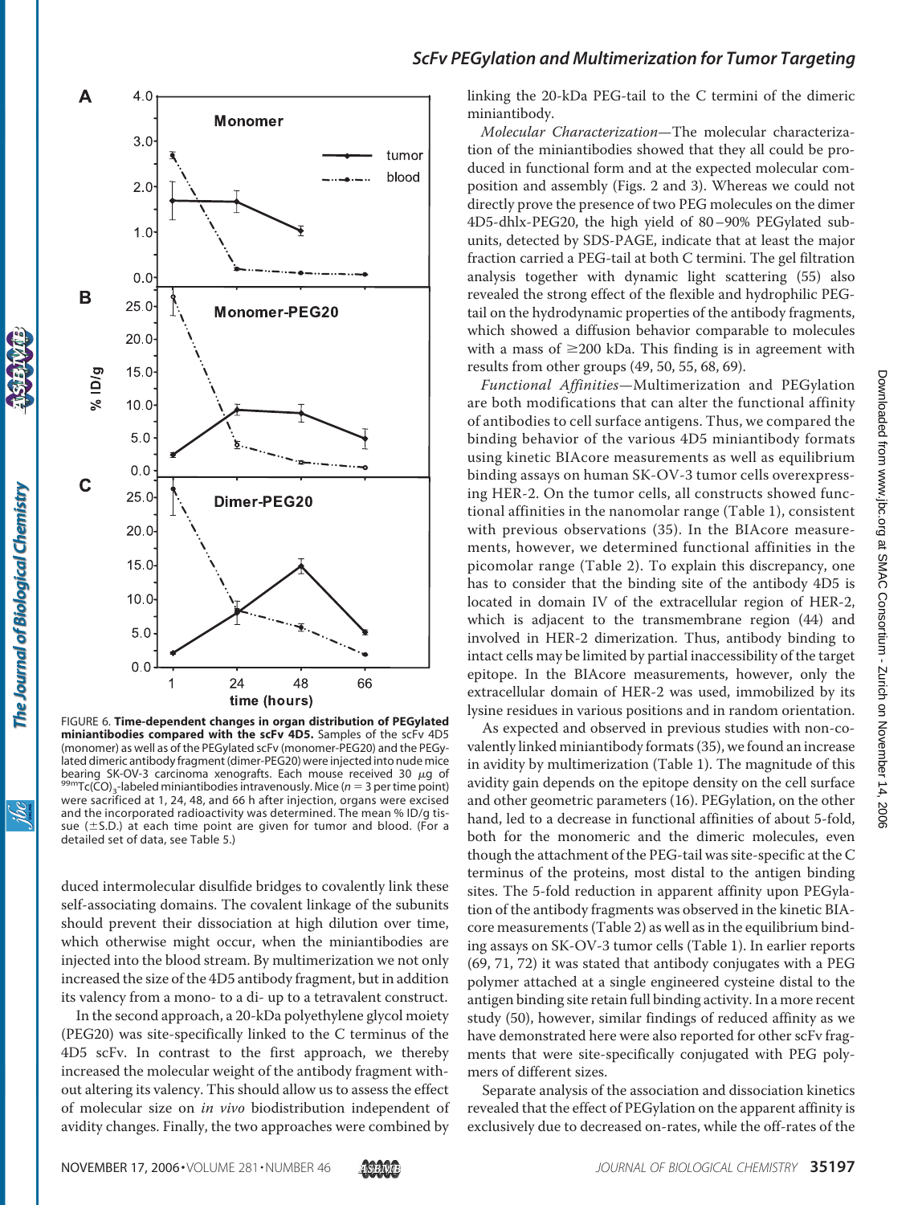FIGURE 6. **Time-dependent changes in organ distribution of PEGylated miniantibodies compared with the scFv 4D5.** Samples of the scFv 4D5 (monomer) as well as of the PEGylated scFv (monomer-PEG20) and the PEGylated dimeric antibody fragment (dimer-PEG20) were injected into nude mice bearing SK-OV-3 carcinoma xenografts. Each mouse received 30 $\mu$g of $^{99m}Tc(CO)_3$-labeled miniantibodies intravenously. Mice ($n = 3$ per time point) were sacrificed at 1, 24, 48, and 66 h after injection, organs were excised and the incorporated radioactivity was determined. The mean % ID/g tissue ($\pm$S.D.) at each time point are given for tumor and blood. (For a detailed set of data, see Table 5.)

duced intermolecular disulfide bridges to covalently link these self-associating domains. The covalent linkage of the subunits should prevent their dissociation at high dilution over time, which otherwise might occur, when the miniantibodies are injected into the blood stream. By multimerization we not only increased the size of the 4D5 antibody fragment, but in addition its valency from a mono- to a di- up to a tetravalent construct.

In the second approach, a 20-kDa polyethylene glycol moiety (PEG20) was site-specifically linked to the C terminus of the 4D5 scFv. In contrast to the first approach, we thereby increased the molecular weight of the antibody fragment without altering its valency. This should allow us to assess the effect of molecular size on *in vivo* biodistribution independent of avidity changes. Finally, the two approaches were combined by linking the 20-kDa PEG-tail to the C termini of the dimeric miniantibody.

*Molecular Characterization*—The molecular characterization of the miniantibodies showed that they all could be produced in functional form and at the expected molecular composition and assembly (Figs. 2 and 3). Whereas we could not directly prove the presence of two PEG molecules on the dimer 4D5-dhlx-PEG20, the high yield of 80–90% PEGylated subunits, detected by SDS-PAGE, indicate that at least the major fraction carried a PEG-tail at both C termini. The gel filtration analysis together with dynamic light scattering (55) also revealed the strong effect of the flexible and hydrophilic PEG-tail on the hydrodynamic properties of the antibody fragments, which showed a diffusion behavior comparable to molecules with a mass of ≥200 kDa. This finding is in agreement with results from other groups (49, 50, 55, 68, 69).

*Functional Affinities*—Multimerization and PEGylation are both modifications that can alter the functional affinity of antibodies to cell surface antigens. Thus, we compared the binding behavior of the various 4D5 miniantibody formats using kinetic BIAcore measurements as well as equilibrium binding assays on human SK-OV-3 tumor cells overexpressing HER-2. On the tumor cells, all constructs showed functional affinities in the nanomolar range (Table 1), consistent with previous observations (35). In the BIAcore measurements, however, we determined functional affinities in the picomolar range (Table 2). To explain this discrepancy, one has to consider that the binding site of the antibody 4D5 is located in domain IV of the extracellular region of HER-2, which is adjacent to the transmembrane region (44) and involved in HER-2 dimerization. Thus, antibody binding to intact cells may be limited by partial inaccessibility of the target epitope. In the BIAcore measurements, however, only the extracellular domain of HER-2 was used, immobilized by its lysine residues in various positions and in random orientation.

As expected and observed in previous studies with non-covalently linked miniantibody formats (35), we found an increase in avidity by multimerization (Table 1). The magnitude of this avidity gain depends on the epitope density on the cell surface and other geometric parameters (16). PEGylation, on the other hand, led to a decrease in functional affinities of about 5-fold, both for the monomeric and the dimeric molecules, even though the attachment of the PEG-tail was site-specific at the C terminus of the proteins, most distal to the antigen binding sites. The 5-fold reduction in apparent affinity upon PEGylation of the antibody fragments was observed in the kinetic BIAcore measurements (Table 2) as well as in the equilibrium binding assays on SK-OV-3 tumor cells (Table 1). In earlier reports (69, 71, 72) it was stated that antibody conjugates with a PEG polymer attached at a single engineered cysteine distal to the antigen binding site retain full binding activity. In a more recent study (50), however, similar findings of reduced affinity as we have demonstrated here were also reported for other scFv fragments that were site-specifically conjugated with PEG polymers of different sizes.

Separate analysis of the association and dissociation kinetics revealed that the effect of PEGylation on the apparent affinity is exclusively due to decreased on-rates, while the off-rates of the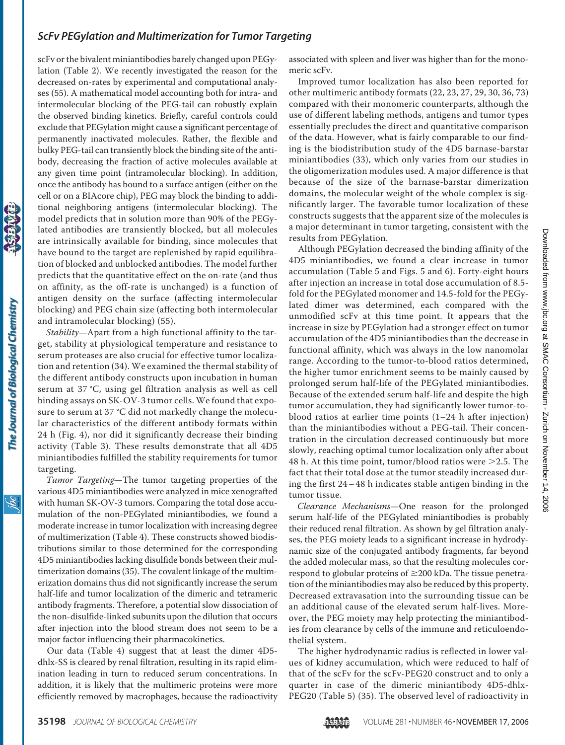scFv or the bivalent miniantibodies barely changed upon PEGylation (Table 2). We recently investigated the reason for the decreased on-rates by experimental and computational analyses (55). A mathematical model accounting both for intra- and intermolecular blocking of the PEG-tail can robustly explain the observed binding kinetics. Briefly, careful controls could exclude that PEGylation might cause a significant percentage of permanently inactivated molecules. Rather, the flexible and bulky PEG-tail can transiently block the binding site of the antibody, decreasing the fraction of active molecules available at any given time point (intramolecular blocking). In addition, once the antibody has bound to a surface antigen (either on the cell or on a BIAcore chip), PEG may block the binding to additional neighboring antigens (intermolecular blocking). The model predicts that in solution more than 90% of the PEGylated antibodies are transiently blocked, but all molecules are intrinsically available for binding, since molecules that have bound to the target are replenished by rapid equilibration of blocked and unblocked antibodies. The model further predicts that the quantitative effect on the on-rate (and thus on affinity, as the off-rate is unchanged) is a function of antigen density on the surface (affecting intermolecular blocking) and PEG chain size (affecting both intermolecular and intramolecular blocking) (55).

*Stability*—Apart from a high functional affinity to the target, stability at physiological temperature and resistance to serum proteases are also crucial for effective tumor localization and retention (34). We examined the thermal stability of the different antibody constructs upon incubation in human serum at 37 °C, using gel filtration analysis as well as cell binding assays on SK-OV-3 tumor cells. We found that exposure to serum at 37 °C did not markedly change the molecular characteristics of the different antibody formats within 24 h (Fig. 4), nor did it significantly decrease their binding activity (Table 3). These results demonstrate that all 4D5 miniantibodies fulfilled the stability requirements for tumor targeting.

*Tumor Targeting*—The tumor targeting properties of the various 4D5 miniantibodies were analyzed in mice xenografted with human SK-OV-3 tumors. Comparing the total dose accumulation of the non-PEGylated miniantibodies, we found a moderate increase in tumor localization with increasing degree of multimerization (Table 4). These constructs showed biodistributions similar to those determined for the corresponding 4D5 miniantibodies lacking disulfide bonds between their multimerization domains (35). The covalent linkage of the multimerization domains thus did not significantly increase the serum half-life and tumor localization of the dimeric and tetrameric antibody fragments. Therefore, a potential slow dissociation of the non-disulfide-linked subunits upon the dilution that occurs after injection into the blood stream does not seem to be a major factor influencing their pharmacokinetics.

Our data (Table 4) suggest that at least the dimer 4D5-dhlx-SS is cleared by renal filtration, resulting in its rapid elimination leading in turn to reduced serum concentrations. In addition, it is likely that the multimeric proteins were more efficiently removed by macrophages, because the radioactivity associated with spleen and liver was higher than for the monomeric scFv.

Improved tumor localization has also been reported for other multimeric antibody formats (22, 23, 27, 29, 30, 36, 73) compared with their monomeric counterparts, although the use of different labeling methods, antigens and tumor types essentially precludes the direct and quantitative comparison of the data. However, what is fairly comparable to our finding is the biodistribution study of the 4D5 barnase-barstar miniantibodies (33), which only varies from our studies in the oligomerization modules used. A major difference is that because of the size of the barnase-barstar dimerization domains, the molecular weight of the whole complex is significantly larger. The favorable tumor localization of these constructs suggests that the apparent size of the molecules is a major determinant in tumor targeting, consistent with the results from PEGylation.

Although PEGylation decreased the binding affinity of the 4D5 miniantibodies, we found a clear increase in tumor accumulation (Table 5 and Figs. 5 and 6). Forty-eight hours after injection an increase in total dose accumulation of 8.5-fold for the PEGylated monomer and 14.5-fold for the PEGylated dimer was determined, each compared with the unmodified scFv at this time point. It appears that the increase in size by PEGylation had a stronger effect on tumor accumulation of the 4D5 miniantibodies than the decrease in functional affinity, which was always in the low nanomolar range. According to the tumor-to-blood ratios determined, the higher tumor enrichment seems to be mainly caused by prolonged serum half-life of the PEGylated miniantibodies. Because of the extended serum half-life and despite the high tumor accumulation, they had significantly lower tumor-to-blood ratios at earlier time points (1–24 h after injection) than the miniantibodies without a PEG-tail. Their concentration in the circulation decreased continuously but more slowly, reaching optimal tumor localization only after about 48 h. At this time point, tumor/blood ratios were >2.5. The fact that their total dose at the tumor steadily increased during the first 24–48 h indicates stable antigen binding in the tumor tissue.

*Clearance Mechanisms*—One reason for the prolonged serum half-life of the PEGylated miniantibodies is probably their reduced renal filtration. As shown by gel filtration analyses, the PEG moiety leads to a significant increase in hydrodynamic size of the conjugated antibody fragments, far beyond the added molecular mass, so that the resulting molecules correspond to globular proteins of ≥200 kDa. The tissue penetration of the miniantibodies may also be reduced by this property. Decreased extravasation into the surrounding tissue can be an additional cause of the elevated serum half-lives. Moreover, the PEG moiety may help protecting the miniantibodies from clearance by cells of the immune and reticuloendothelial system.

The higher hydrodynamic radius is reflected in lower values of kidney accumulation, which were reduced to half of that of the scFv for the scFv-PEG20 construct and to only a quarter in case of the dimeric miniantibody 4D5-dhlx-PEG20 (Table 5) (35). The observed level of radioactivity in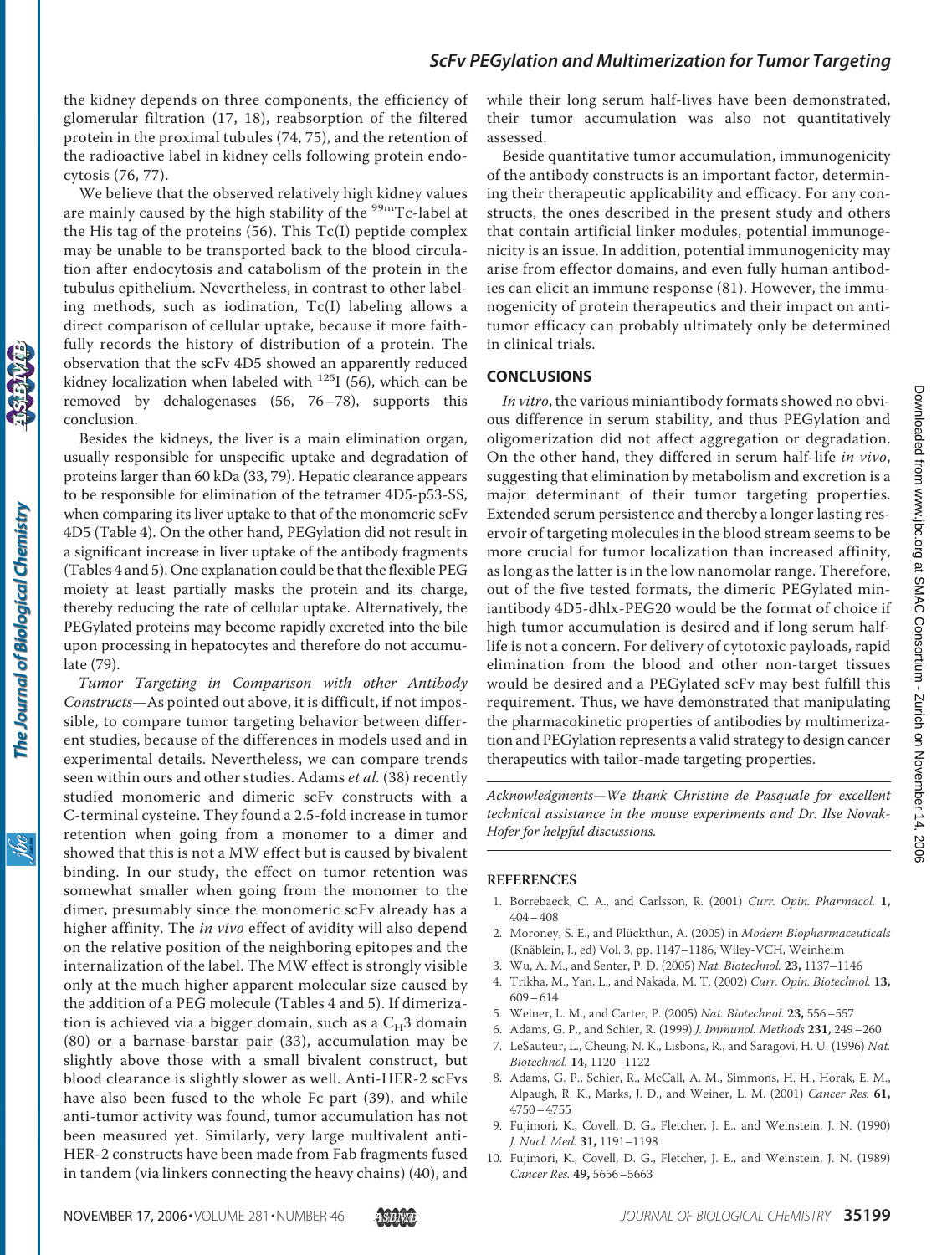the kidney depends on three components, the efficiency of glomerular filtration (17, 18), reabsorption of the filtered protein in the proximal tubules (74, 75), and the retention of the radioactive label in kidney cells following protein endocytosis (76, 77).

We believe that the observed relatively high kidney values are mainly caused by the high stability of the $^{99m}$Tc-label at the His tag of the proteins (56). This Tc(I) peptide complex may be unable to be transported back to the blood circulation after endocytosis and catabolism of the protein in the tubulus epithelium. Nevertheless, in contrast to other labeling methods, such as iodination, Tc(I) labeling allows a direct comparison of cellular uptake, because it more faithfully records the history of distribution of a protein. The observation that the scFv 4D5 showed an apparently reduced kidney localization when labeled with $^{125}$I (56), which can be removed by dehalogenases (56, 76–78), supports this conclusion.

Besides the kidneys, the liver is a main elimination organ, usually responsible for unspecific uptake and degradation of proteins larger than 60 kDa (33, 79). Hepatic clearance appears to be responsible for elimination of the tetramer 4D5-p53-SS, when comparing its liver uptake to that of the monomeric scFv 4D5 (Table 4). On the other hand, PEGylation did not result in a significant increase in liver uptake of the antibody fragments (Tables 4 and 5). One explanation could be that the flexible PEG moiety at least partially masks the protein and its charge, thereby reducing the rate of cellular uptake. Alternatively, the PEGylated proteins may become rapidly excreted into the bile upon processing in hepatocytes and therefore do not accumulate (79).

*Tumor Targeting in Comparison with other Antibody Constructs*—As pointed out above, it is difficult, if not impossible, to compare tumor targeting behavior between different studies, because of the differences in models used and in experimental details. Nevertheless, we can compare trends seen within ours and other studies. Adams *et al.* (38) recently studied monomeric and dimeric scFv constructs with a C-terminal cysteine. They found a 2.5-fold increase in tumor retention when going from a monomer to a dimer and showed that this is not a MW effect but is caused by bivalent binding. In our study, the effect on tumor retention was somewhat smaller when going from the monomer to the dimer, presumably since the monomeric scFv already has a higher affinity. The *in vivo* effect of avidity will also depend on the relative position of the neighboring epitopes and the internalization of the label. The MW effect is strongly visible only at the much higher apparent molecular size caused by the addition of a PEG molecule (Tables 4 and 5). If dimerization is achieved via a bigger domain, such as a $C_H3$ domain (80) or a barnase-barstar pair (33), accumulation may be slightly above those with a small bivalent construct, but blood clearance is slightly slower as well. Anti-HER-2 scFvs have also been fused to the whole Fc part (39), and while anti-tumor activity was found, tumor accumulation has not been measured yet. Similarly, very large multivalent anti-HER-2 constructs have been made from Fab fragments fused in tandem (via linkers connecting the heavy chains) (40), and while their long serum half-lives have been demonstrated, their tumor accumulation was also not quantitatively assessed.

Beside quantitative tumor accumulation, immunogenicity of the antibody constructs is an important factor, determining their therapeutic applicability and efficacy. For any constructs, the ones described in the present study and others that contain artificial linker modules, potential immunogenicity is an issue. In addition, potential immunogenicity may arise from effector domains, and even fully human antibodies can elicit an immune response (81). However, the immunogenicity of protein therapeutics and their impact on antitumor efficacy can probably ultimately only be determined in clinical trials.

## CONCLUSIONS

*In vitro*, the various miniantibody formats showed no obvious difference in serum stability, and thus PEGylation and oligomerization did not affect aggregation or degradation. On the other hand, they differed in serum half-life *in vivo*, suggesting that elimination by metabolism and excretion is a major determinant of their tumor targeting properties. Extended serum persistence and thereby a longer lasting reservoir of targeting molecules in the blood stream seems to be more crucial for tumor localization than increased affinity, as long as the latter is in the low nanomolar range. Therefore, out of the five tested formats, the dimeric PEGylated miniantibody 4D5-dhlx-PEG20 would be the format of choice if high tumor accumulation is desired and if long serum half-life is not a concern. For delivery of cytotoxic payloads, rapid elimination from the blood and other non-target tissues would be desired and a PEGylated scFv may best fulfill this requirement. Thus, we have demonstrated that manipulating the pharmacokinetic properties of antibodies by multimerization and PEGylation represents a valid strategy to design cancer therapeutics with tailor-made targeting properties.

*Acknowledgments—We thank Christine de Pasquale for excellent technical assistance in the mouse experiments and Dr. Ilse Novak-Hofer for helpful discussions.*

## REFERENCES

1. Borrebaeck, C. A., and Carlsson, R. (2001) *Curr. Opin. Pharmacol.* **1,** 404–408
2. Moroney, S. E., and Plückthun, A. (2005) in *Modern Biopharmaceuticals* (Knäblein, J., ed) Vol. 3, pp. 1147–1186, Wiley-VCH, Weinheim
3. Wu, A. M., and Senter, P. D. (2005) *Nat. Biotechnol.* **23,** 1137–1146
4. Trikha, M., Yan, L., and Nakada, M. T. (2002) *Curr. Opin. Biotechnol.* **13,** 609–614
5. Weiner, L. M., and Carter, P. (2005) *Nat. Biotechnol.* **23,** 556–557
6. Adams, G. P., and Schier, R. (1999) *J. Immunol. Methods* **231,** 249–260
7. LeSauteur, L., Cheung, N. K., Lisbona, R., and Saragovi, H. U. (1996) *Nat. Biotechnol.* **14,** 1120–1122
8. Adams, G. P., Schier, R., McCall, A. M., Simmons, H. H., Horak, E. M., Alpaugh, R. K., Marks, J. D., and Weiner, L. M. (2001) *Cancer Res.* **61,** 4750–4755
9. Fujimori, K., Covell, D. G., Fletcher, J. E., and Weinstein, J. N. (1990) *J. Nucl. Med.* **31,** 1191–1198
10. Fujimori, K., Covell, D. G., Fletcher, J. E., and Weinstein, J. N. (1989) *Cancer Res.* **49,** 5656–5663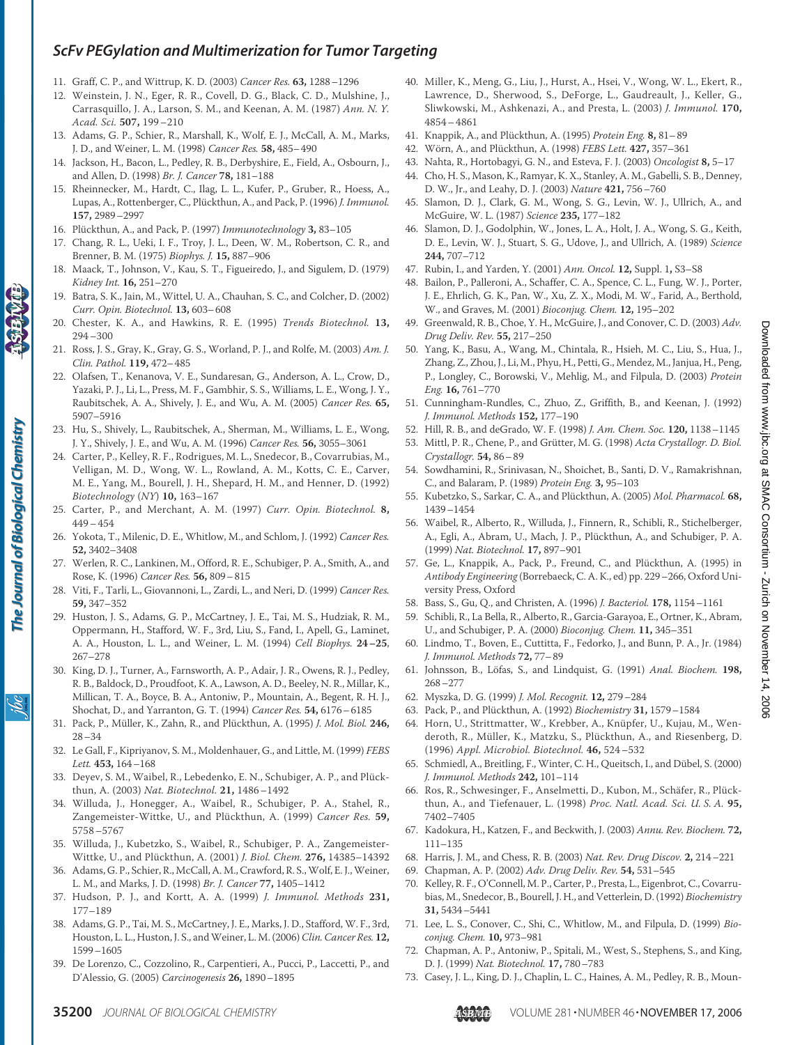11. Graff, C. P., and Wittrup, K. D. (2003) *Cancer Res.* **63,** 1288–1296
12. Weinstein, J. N., Eger, R. R., Covell, D. G., Black, C. D., Mulshine, J., Carrasquillo, J. A., Larson, S. M., and Keenan, A. M. (1987) *Ann. N. Y. Acad. Sci.* **507,** 199–210
13. Adams, G. P., Schier, R., Marshall, K., Wolf, E. J., McCall, A. M., Marks, J. D., and Weiner, L. M. (1998) *Cancer Res.* **58,** 485–490
14. Jackson, H., Bacon, L., Pedley, R. B., Derbyshire, E., Field, A., Osbourn, J., and Allen, D. (1998) *Br. J. Cancer* **78,** 181–188
15. Rheinnecker, M., Hardt, C., Ilag, L. L., Kufer, P., Gruber, R., Hoess, A., Lupas, A., Rottenberger, C., Plückthun, A., and Pack, P. (1996) *J. Immunol.* **157,** 2989–2997
16. Plückthun, A., and Pack, P. (1997) *Immunotechnology* **3,** 83–105
17. Chang, R. L., Ueki, I. F., Troy, J. L., Deen, W. M., Robertson, C. R., and Brenner, B. M. (1975) *Biophys. J.* **15,** 887–906
18. Maack, T., Johnson, V., Kau, S. T., Figueiredo, J., and Sigulem, D. (1979) *Kidney Int.* **16,** 251–270
19. Batra, S. K., Jain, M., Wittel, U. A., Chauhan, S. C., and Colcher, D. (2002) *Curr. Opin. Biotechnol.* **13,** 603–608
20. Chester, K. A., and Hawkins, R. E. (1995) *Trends Biotechnol.* **13,** 294–300
21. Ross, J. S., Gray, K., Gray, G. S., Worland, P. J., and Rolfe, M. (2003) *Am. J. Clin. Pathol.* **119,** 472–485
22. Olafsen, T., Kenanova, V. E., Sundaresan, G., Anderson, A. L., Crow, D., Yazaki, P. J., Li, L., Press, M. F., Gambhir, S. S., Williams, L. E., Wong, J. Y., Raubitschek, A. A., Shively, J. E., and Wu, A. M. (2005) *Cancer Res.* **65,** 5907–5916
23. Hu, S., Shively, L., Raubitschek, A., Sherman, M., Williams, L. E., Wong, J. Y., Shively, J. E., and Wu, A. M. (1996) *Cancer Res.* **56,** 3055–3061
24. Carter, P., Kelley, R. F., Rodrigues, M. L., Snedecor, B., Covarrubias, M., Velligan, M. D., Wong, W. L., Rowland, A. M., Kotts, C. E., Carver, M. E., Yang, M., Bourell, J. H., Shepard, H. M., and Henner, D. (1992) *Biotechnology* (*NY*) **10,** 163–167
25. Carter, P., and Merchant, A. M. (1997) *Curr. Opin. Biotechnol.* **8,** 449–454
26. Yokota, T., Milenic, D. E., Whitlow, M., and Schlom, J. (1992) *Cancer Res.* **52,** 3402–3408
27. Werlen, R. C., Lankinen, M., Offord, R. E., Schubiger, P. A., Smith, A., and Rose, K. (1996) *Cancer Res.* **56,** 809–815
28. Viti, F., Tarli, L., Giovannoni, L., Zardi, L., and Neri, D. (1999) *Cancer Res.* **59,** 347–352
29. Huston, J. S., Adams, G. P., McCartney, J. E., Tai, M. S., Hudziak, R. M., Oppermann, H., Stafford, W. F., 3rd, Liu, S., Fand, I., Apell, G., Laminet, A. A., Houston, L. L., and Weiner, L. M. (1994) *Cell Biophys.* **24–25,** 267–278
30. King, D. J., Turner, A., Farnsworth, A. P., Adair, J. R., Owens, R. J., Pedley, R. B., Baldock, D., Proudfoot, K. A., Lawson, A. D., Beeley, N. R., Millar, K., Millican, T. A., Boyce, B. A., Antoniw, P., Mountain, A., Begent, R. H. J., Shochat, D., and Yarranton, G. T. (1994) *Cancer Res.* **54,** 6176–6185
31. Pack, P., Müller, K., Zahn, R., and Plückthun, A. (1995) *J. Mol. Biol.* **246,** 28–34
32. Le Gall, F., Kipriyanov, S. M., Moldenhauer, G., and Little, M. (1999) *FEBS Lett.* **453,** 164–168
33. Deyev, S. M., Waibel, R., Lebedenko, E. N., Schubiger, A. P., and Plückthun, A. (2003) *Nat. Biotechnol.* **21,** 1486–1492
34. Willuda, J., Honegger, A., Waibel, R., Schubiger, P. A., Stahel, R., Zangemeister-Wittke, U., and Plückthun, A. (1999) *Cancer Res.* **59,** 5758–5767
35. Willuda, J., Kubetzko, S., Waibel, R., Schubiger, P. A., Zangemeister-Wittke, U., and Plückthun, A. (2001) *J. Biol. Chem.* **276,** 14385–14392
36. Adams, G. P., Schier, R., McCall, A. M., Crawford, R. S., Wolf, E. J., Weiner, L. M., and Marks, J. D. (1998) *Br. J. Cancer* **77,** 1405–1412
37. Hudson, P. J., and Kortt, A. A. (1999) *J. Immunol. Methods* **231,** 177–189
38. Adams, G. P., Tai, M. S., McCartney, J. E., Marks, J. D., Stafford, W. F., 3rd, Houston, L. L., Huston, J. S., and Weiner, L. M. (2006) *Clin. Cancer Res.* **12,** 1599–1605
39. De Lorenzo, C., Cozzolino, R., Carpentieri, A., Pucci, P., Laccetti, P., and D'Alessio, G. (2005) *Carcinogenesis* **26,** 1890–1895
40. Miller, K., Meng, G., Liu, J., Hurst, A., Hsei, V., Wong, W. L., Ekert, R., Lawrence, D., Sherwood, S., DeForge, L., Gaudreault, J., Keller, G., Sliwkowski, M., Ashkenazi, A., and Presta, L. (2003) *J. Immunol.* **170,** 4854–4861
41. Knappik, A., and Plückthun, A. (1995) *Protein Eng.* **8,** 81–89
42. Wörn, A., and Plückthun, A. (1998) *FEBS Lett.* **427,** 357–361
43. Nahta, R., Hortobagyi, G. N., and Esteva, F. J. (2003) *Oncologist* **8,** 5–17
44. Cho, H. S., Mason, K., Ramyar, K. X., Stanley, A. M., Gabelli, S. B., Denney, D. W., Jr., and Leahy, D. J. (2003) *Nature* **421,** 756–760
45. Slamon, D. J., Clark, G. M., Wong, S. G., Levin, W. J., Ullrich, A., and McGuire, W. L. (1987) *Science* **235,** 177–182
46. Slamon, D. J., Godolphin, W., Jones, L. A., Holt, J. A., Wong, S. G., Keith, D. E., Levin, W. J., Stuart, S. G., Udove, J., and Ullrich, A. (1989) *Science* **244,** 707–712
47. Rubin, I., and Yarden, Y. (2001) *Ann. Oncol.* **12,** Suppl. 1, S3–S8
48. Bailon, P., Palleroni, A., Schaffer, C. A., Spence, C. L., Fung, W. J., Porter, J. E., Ehrlich, G. K., Pan, W., Xu, Z. X., Modi, M. W., Farid, A., Berthold, W., and Graves, M. (2001) *Bioconjug. Chem.* **12,** 195–202
49. Greenwald, R. B., Choe, Y. H., McGuire, J., and Conover, C. D. (2003) *Adv. Drug Deliv. Rev.* **55,** 217–250
50. Yang, K., Basu, A., Wang, M., Chintala, R., Hsieh, M. C., Liu, S., Hua, J., Zhang, Z., Zhou, J., Li, M., Phyu, H., Petti, G., Mendez, M., Janjua, H., Peng, P., Longley, C., Borowski, V., Mehlig, M., and Filpula, D. (2003) *Protein Eng.* **16,** 761–770
51. Cunningham-Rundles, C., Zhuo, Z., Griffith, B., and Keenan, J. (1992) *J. Immunol. Methods* **152,** 177–190
52. Hill, R. B., and deGrado, W. F. (1998) *J. Am. Chem. Soc.* **120,** 1138–1145
53. Mittl, P. R., Chene, P., and Grütter, M. G. (1998) *Acta Crystallogr. D. Biol. Crystallogr.* **54,** 86–89
54. Sowdhamini, R., Srinivasan, N., Shoichet, B., Santi, D. V., Ramakrishnan, C., and Balaram, P. (1989) *Protein Eng.* **3,** 95–103
55. Kubetzko, S., Sarkar, C. A., and Plückthun, A. (2005) *Mol. Pharmacol.* **68,** 1439–1454
56. Waibel, R., Alberto, R., Willuda, J., Finnern, R., Schibli, R., Stichelberger, A., Egli, A., Abram, U., Mach, J. P., Plückthun, A., and Schubiger, P. A. (1999) *Nat. Biotechnol.* **17,** 897–901
57. Ge, L., Knappik, A., Pack, P., Freund, C., and Plückthun, A. (1995) in *Antibody Engineering* (Borrebaeck, C. A. K., ed) pp. 229–266, Oxford University Press, Oxford
58. Bass, S., Gu, Q., and Christen, A. (1996) *J. Bacteriol.* **178,** 1154–1161
59. Schibli, R., La Bella, R., Alberto, R., Garcia-Garayoa, E., Ortner, K., Abram, U., and Schubiger, P. A. (2000) *Bioconjug. Chem.* **11,** 345–351
60. Lindmo, T., Boven, E., Cuttitta, F., Fedorko, J., and Bunn, P. A., Jr. (1984) *J. Immunol. Methods* **72,** 77–89
61. Johnsson, B., Löfås, S., and Lindquist, G. (1991) *Anal. Biochem.* **198,** 268–277
62. Myszka, D. G. (1999) *J. Mol. Recognit.* **12,** 279–284
63. Pack, P., and Plückthun, A. (1992) *Biochemistry* **31,** 1579–1584
64. Horn, U., Strittmatter, W., Krebber, A., Knüpfer, U., Kujau, M., Wenderoth, R., Müller, K., Matzku, S., Plückthun, A., and Riesenberg, D. (1996) *Appl. Microbiol. Biotechnol.* **46,** 524–532
65. Schmiedl, A., Breitling, F., Winter, C. H., Queitsch, I., and Dübel, S. (2000) *J. Immunol. Methods* **242,** 101–114
66. Ros, R., Schwesinger, F., Anselmetti, D., Kubon, M., Schäfer, R., Plückthun, A., and Tiefenauer, L. (1998) *Proc. Natl. Acad. Sci. U. S. A.* **95,** 7402–7405
67. Kadokura, H., Katzen, F., and Beckwith, J. (2003) *Annu. Rev. Biochem.* **72,** 111–135
68. Harris, J. M., and Chess, R. B. (2003) *Nat. Rev. Drug Discov.* **2,** 214–221
69. Chapman, A. P. (2002) *Adv. Drug Deliv. Rev.* **54,** 531–545
70. Kelley, R. F., O'Connell, M. P., Carter, P., Presta, L., Eigenbrot, C., Covarrubias, M., Snedecor, B., Bourell, J. H., and Vetterlein, D. (1992) *Biochemistry* **31,** 5434–5441
71. Lee, L. S., Conover, C., Shi, C., Whitlow, M., and Filpula, D. (1999) *Bioconjug. Chem.* **10,** 973–981
72. Chapman, A. P., Antoniw, P., Spitali, M., West, S., Stephens, S., and King, D. J. (1999) *Nat. Biotechnol.* **17,** 780–783
73. Casey, J. L., King, D. J., Chaplin, L. C., Haines, A. M., Pedley, R. B., Moun-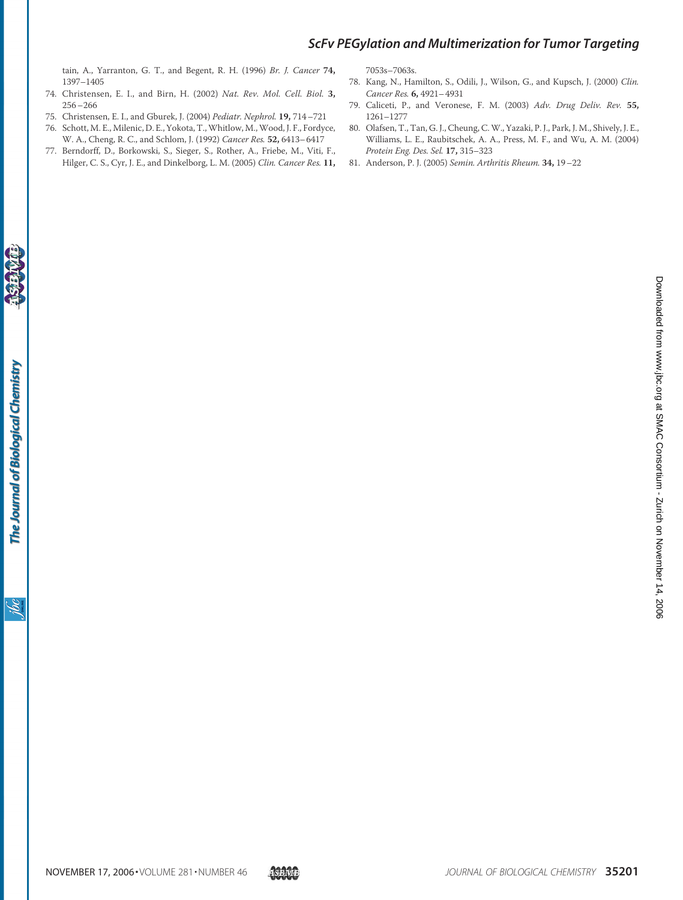tain, A., Yarranton, G. T., and Begent, R. H. (1996) *Br. J. Cancer* **74,** 1397–1405

74. Christensen, E. I., and Birn, H. (2002) *Nat. Rev. Mol. Cell. Biol.* **3,** 256–266
75. Christensen, E. I., and Gburek, J. (2004) *Pediatr. Nephrol.* **19,** 714–721
76. Schott, M. E., Milenic, D. E., Yokota, T., Whitlow, M., Wood, J. F., Fordyce, W. A., Cheng, R. C., and Schlom, J. (1992) *Cancer Res.* **52,** 6413–6417
77. Berndorff, D., Borkowski, S., Sieger, S., Rother, A., Friebe, M., Viti, F., Hilger, C. S., Cyr, J. E., and Dinkelborg, L. M. (2005) *Clin. Cancer Res.* **11,** 7053s–7063s.
78. Kang, N., Hamilton, S., Odili, J., Wilson, G., and Kupsch, J. (2000) *Clin. Cancer Res.* **6,** 4921–4931
79. Caliceti, P., and Veronese, F. M. (2003) *Adv. Drug Deliv. Rev.* **55,** 1261–1277
80. Olafsen, T., Tan, G. J., Cheung, C. W., Yazaki, P. J., Park, J. M., Shively, J. E., Williams, L. E., Raubitschek, A. A., Press, M. F., and Wu, A. M. (2004) *Protein Eng. Des. Sel.* **17,** 315–323
81. Anderson, P. J. (2005) *Semin. Arthritis Rheum.* **34,** 19–22